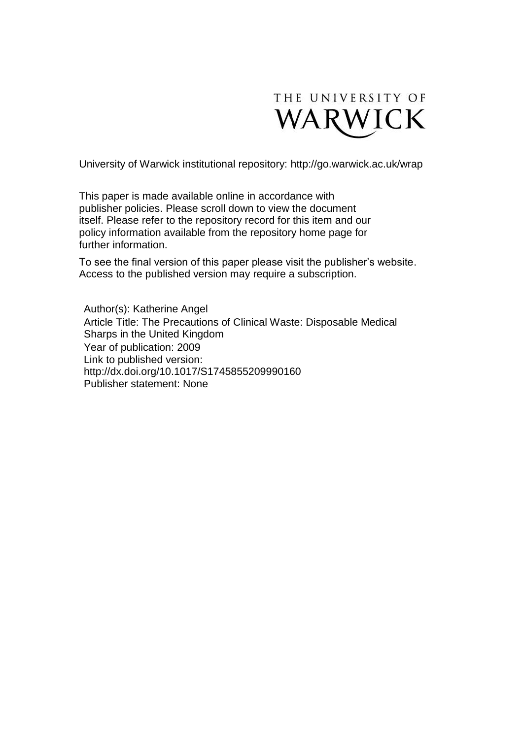THE UNIVERSITY OF WARWICK

University of Warwick institutional repository: http://go.warwick.ac.uk/wrap

This paper is made available online in accordance with publisher policies. Please scroll down to view the document itself. Please refer to the repository record for this item and our policy information available from the repository home page for further information.

To see the final version of this paper please visit the publisher's website. Access to the published version may require a subscription.

Author(s): Katherine Angel
Article Title: The Precautions of Clinical Waste: Disposable Medical Sharps in the United Kingdom
Year of publication: 2009
Link to published version: http://dx.doi.org/10.1017/S1745855209990160
Publisher statement: None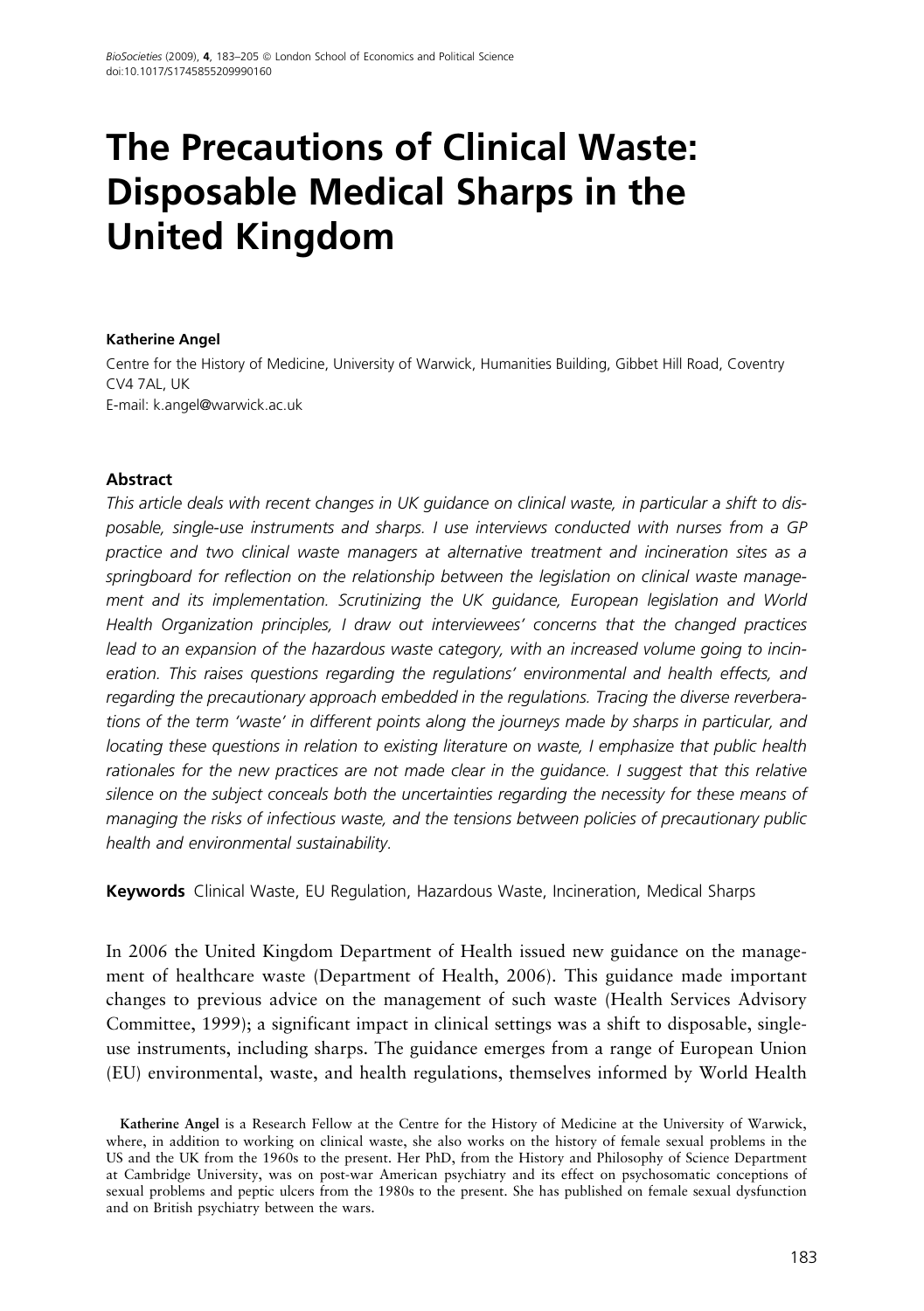# The Precautions of Clinical Waste: Disposable Medical Sharps in the United Kingdom

**Katherine Angel**

Centre for the History of Medicine, University of Warwick, Humanities Building, Gibbet Hill Road, Coventry CV4 7AL, UK

E-mail: k.angel@warwick.ac.uk

### Abstract

*This article deals with recent changes in UK guidance on clinical waste, in particular a shift to disposable, single-use instruments and sharps. I use interviews conducted with nurses from a GP practice and two clinical waste managers at alternative treatment and incineration sites as a springboard for reflection on the relationship between the legislation on clinical waste management and its implementation. Scrutinizing the UK guidance, European legislation and World Health Organization principles, I draw out interviewees' concerns that the changed practices lead to an expansion of the hazardous waste category, with an increased volume going to incineration. This raises questions regarding the regulations' environmental and health effects, and regarding the precautionary approach embedded in the regulations. Tracing the diverse reverberations of the term 'waste' in different points along the journeys made by sharps in particular, and locating these questions in relation to existing literature on waste, I emphasize that public health rationales for the new practices are not made clear in the guidance. I suggest that this relative silence on the subject conceals both the uncertainties regarding the necessity for these means of managing the risks of infectious waste, and the tensions between policies of precautionary public health and environmental sustainability.*

**Keywords** Clinical Waste, EU Regulation, Hazardous Waste, Incineration, Medical Sharps

In 2006 the United Kingdom Department of Health issued new guidance on the management of healthcare waste (Department of Health, 2006). This guidance made important changes to previous advice on the management of such waste (Health Services Advisory Committee, 1999); a significant impact in clinical settings was a shift to disposable, single-use instruments, including sharps. The guidance emerges from a range of European Union (EU) environmental, waste, and health regulations, themselves informed by World Health

**Katherine Angel** is a Research Fellow at the Centre for the History of Medicine at the University of Warwick, where, in addition to working on clinical waste, she also works on the history of female sexual problems in the US and the UK from the 1960s to the present. Her PhD, from the History and Philosophy of Science Department at Cambridge University, was on post-war American psychiatry and its effect on psychosomatic conceptions of sexual problems and peptic ulcers from the 1980s to the present. She has published on female sexual dysfunction and on British psychiatry between the wars.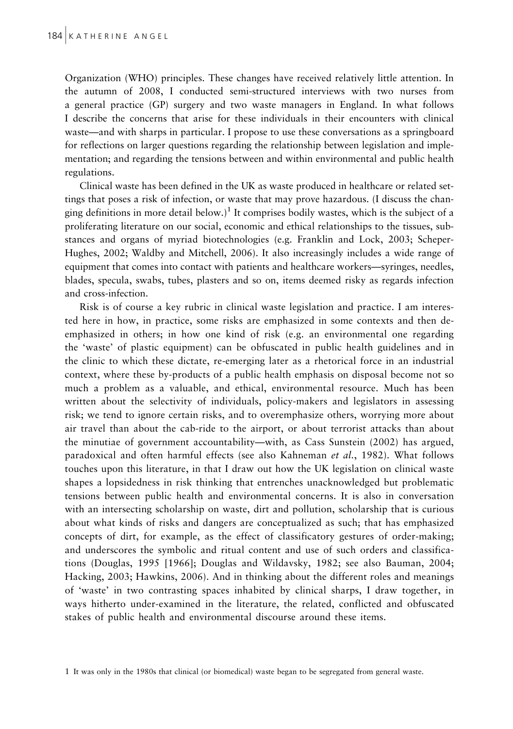Organization (WHO) principles. These changes have received relatively little attention. In the autumn of 2008, I conducted semi-structured interviews with two nurses from a general practice (GP) surgery and two waste managers in England. In what follows I describe the concerns that arise for these individuals in their encounters with clinical waste—and with sharps in particular. I propose to use these conversations as a springboard for reflections on larger questions regarding the relationship between legislation and implementation; and regarding the tensions between and within environmental and public health regulations.

Clinical waste has been defined in the UK as waste produced in healthcare or related settings that poses a risk of infection, or waste that may prove hazardous. (I discuss the changing definitions in more detail below.)[1] It comprises bodily wastes, which is the subject of a proliferating literature on our social, economic and ethical relationships to the tissues, substances and organs of myriad biotechnologies (e.g. Franklin and Lock, 2003; Scheper-Hughes, 2002; Waldby and Mitchell, 2006). It also increasingly includes a wide range of equipment that comes into contact with patients and healthcare workers—syringes, needles, blades, specula, swabs, tubes, plasters and so on, items deemed risky as regards infection and cross-infection.

Risk is of course a key rubric in clinical waste legislation and practice. I am interested here in how, in practice, some risks are emphasized in some contexts and then de-emphasized in others; in how one kind of risk (e.g. an environmental one regarding the 'waste' of plastic equipment) can be obfuscated in public health guidelines and in the clinic to which these dictate, re-emerging later as a rhetorical force in an industrial context, where these by-products of a public health emphasis on disposal become not so much a problem as a valuable, and ethical, environmental resource. Much has been written about the selectivity of individuals, policy-makers and legislators in assessing risk; we tend to ignore certain risks, and to overemphasize others, worrying more about air travel than about the cab-ride to the airport, or about terrorist attacks than about the minutiae of government accountability—with, as Cass Sunstein (2002) has argued, paradoxical and often harmful effects (see also Kahneman *et al.*, 1982). What follows touches upon this literature, in that I draw out how the UK legislation on clinical waste shapes a lopsidedness in risk thinking that entrenches unacknowledged but problematic tensions between public health and environmental concerns. It is also in conversation with an intersecting scholarship on waste, dirt and pollution, scholarship that is curious about what kinds of risks and dangers are conceptualized as such; that has emphasized concepts of dirt, for example, as the effect of classificatory gestures of order-making; and underscores the symbolic and ritual content and use of such orders and classifications (Douglas, 1995 [1966]; Douglas and Wildavsky, 1982; see also Bauman, 2004; Hacking, 2003; Hawkins, 2006). And in thinking about the different roles and meanings of 'waste' in two contrasting spaces inhabited by clinical sharps, I draw together, in ways hitherto under-examined in the literature, the related, conflicted and obfuscated stakes of public health and environmental discourse around these items.

1 It was only in the 1980s that clinical (or biomedical) waste began to be segregated from general waste.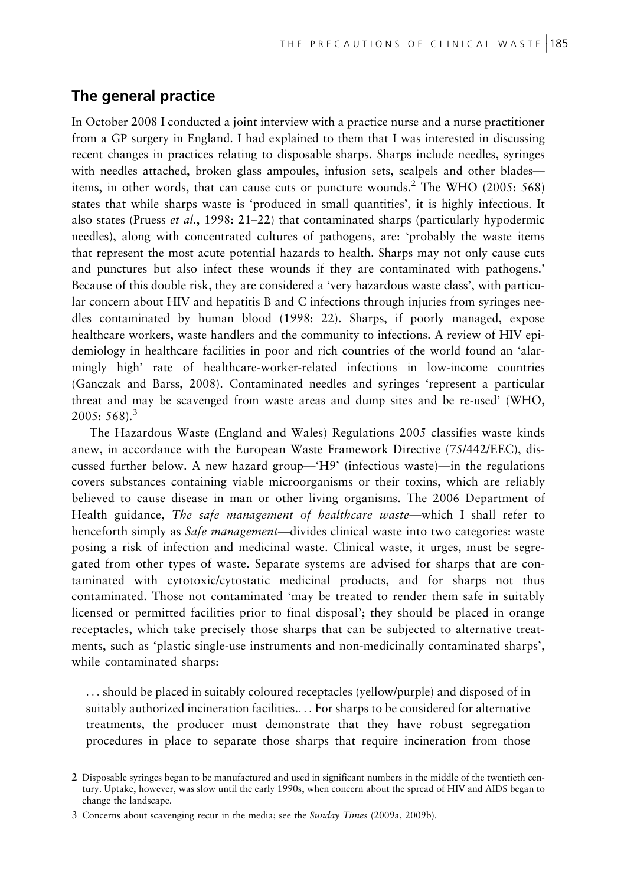## The general practice

In October 2008 I conducted a joint interview with a practice nurse and a nurse practitioner from a GP surgery in England. I had explained to them that I was interested in discussing recent changes in practices relating to disposable sharps. Sharps include needles, syringes with needles attached, broken glass ampoules, infusion sets, scalpels and other blades—items, in other words, that can cause cuts or puncture wounds.[2] The WHO (2005: 568) states that while sharps waste is 'produced in small quantities', it is highly infectious. It also states (Pruess *et al.*, 1998: 21–22) that contaminated sharps (particularly hypodermic needles), along with concentrated cultures of pathogens, are: 'probably the waste items that represent the most acute potential hazards to health. Sharps may not only cause cuts and punctures but also infect these wounds if they are contaminated with pathogens.' Because of this double risk, they are considered a 'very hazardous waste class', with particular concern about HIV and hepatitis B and C infections through injuries from syringes needles contaminated by human blood (1998: 22). Sharps, if poorly managed, expose healthcare workers, waste handlers and the community to infections. A review of HIV epidemiology in healthcare facilities in poor and rich countries of the world found an 'alarmingly high' rate of healthcare-worker-related infections in low-income countries (Ganczak and Barss, 2008). Contaminated needles and syringes 'represent a particular threat and may be scavenged from waste areas and dump sites and be re-used' (WHO, 2005: 568).[3]

The Hazardous Waste (England and Wales) Regulations 2005 classifies waste kinds anew, in accordance with the European Waste Framework Directive (75/442/EEC), discussed further below. A new hazard group—'H9' (infectious waste)—in the regulations covers substances containing viable microorganisms or their toxins, which are reliably believed to cause disease in man or other living organisms. The 2006 Department of Health guidance, *The safe management of healthcare waste*—which I shall refer to henceforth simply as *Safe management*—divides clinical waste into two categories: waste posing a risk of infection and medicinal waste. Clinical waste, it urges, must be segregated from other types of waste. Separate systems are advised for sharps that are contaminated with cytotoxic/cytostatic medicinal products, and for sharps not thus contaminated. Those not contaminated 'may be treated to render them safe in suitably licensed or permitted facilities prior to final disposal'; they should be placed in orange receptacles, which take precisely those sharps that can be subjected to alternative treatments, such as 'plastic single-use instruments and non-medicinally contaminated sharps', while contaminated sharps:

> ... should be placed in suitably coloured receptacles (yellow/purple) and disposed of in suitably authorized incineration facilities.... For sharps to be considered for alternative treatments, the producer must demonstrate that they have robust segregation procedures in place to separate those sharps that require incineration from those

2 Disposable syringes began to be manufactured and used in significant numbers in the middle of the twentieth century. Uptake, however, was slow until the early 1990s, when concern about the spread of HIV and AIDS began to change the landscape.

3 Concerns about scavenging recur in the media; see the *Sunday Times* (2009a, 2009b).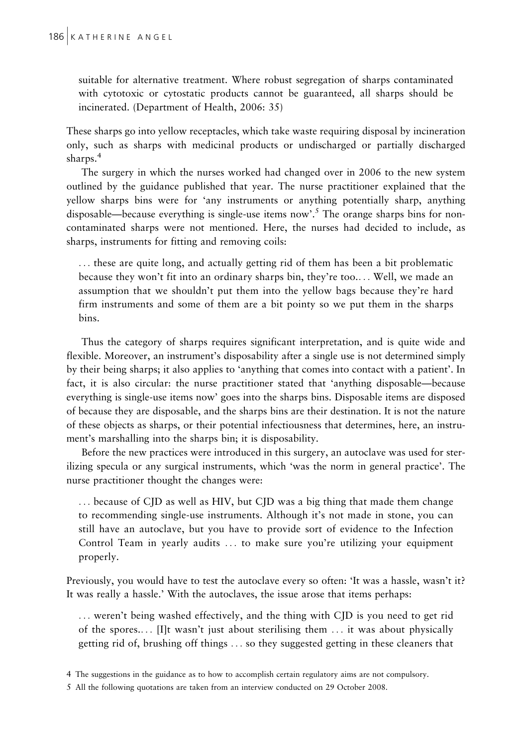suitable for alternative treatment. Where robust segregation of sharps contaminated with cytotoxic or cytostatic products cannot be guaranteed, all sharps should be incinerated. (Department of Health, 2006: 35)

These sharps go into yellow receptacles, which take waste requiring disposal by incineration only, such as sharps with medicinal products or undischarged or partially discharged sharps.[4]

The surgery in which the nurses worked had changed over in 2006 to the new system outlined by the guidance published that year. The nurse practitioner explained that the yellow sharps bins were for 'any instruments or anything potentially sharp, anything disposable—because everything is single-use items now'.[5] The orange sharps bins for non-contaminated sharps were not mentioned. Here, the nurses had decided to include, as sharps, instruments for fitting and removing coils:

> ... these are quite long, and actually getting rid of them has been a bit problematic because they won't fit into an ordinary sharps bin, they're too.... Well, we made an assumption that we shouldn't put them into the yellow bags because they're hard firm instruments and some of them are a bit pointy so we put them in the sharps bins.

Thus the category of sharps requires significant interpretation, and is quite wide and flexible. Moreover, an instrument's disposability after a single use is not determined simply by their being sharps; it also applies to 'anything that comes into contact with a patient'. In fact, it is also circular: the nurse practitioner stated that 'anything disposable—because everything is single-use items now' goes into the sharps bins. Disposable items are disposed of because they are disposable, and the sharps bins are their destination. It is not the nature of these objects as sharps, or their potential infectiousness that determines, here, an instrument's marshalling into the sharps bin; it is disposability.

Before the new practices were introduced in this surgery, an autoclave was used for sterilizing specula or any surgical instruments, which 'was the norm in general practice'. The nurse practitioner thought the changes were:

> ... because of CJD as well as HIV, but CJD was a big thing that made them change to recommending single-use instruments. Although it's not made in stone, you can still have an autoclave, but you have to provide sort of evidence to the Infection Control Team in yearly audits ... to make sure you're utilizing your equipment properly.

Previously, you would have to test the autoclave every so often: 'It was a hassle, wasn't it? It was really a hassle.' With the autoclaves, the issue arose that items perhaps:

> ... weren't being washed effectively, and the thing with CJD is you need to get rid of the spores.... [I]t wasn't just about sterilising them ... it was about physically getting rid of, brushing off things ... so they suggested getting in these cleaners that

4 The suggestions in the guidance as to how to accomplish certain regulatory aims are not compulsory.

5 All the following quotations are taken from an interview conducted on 29 October 2008.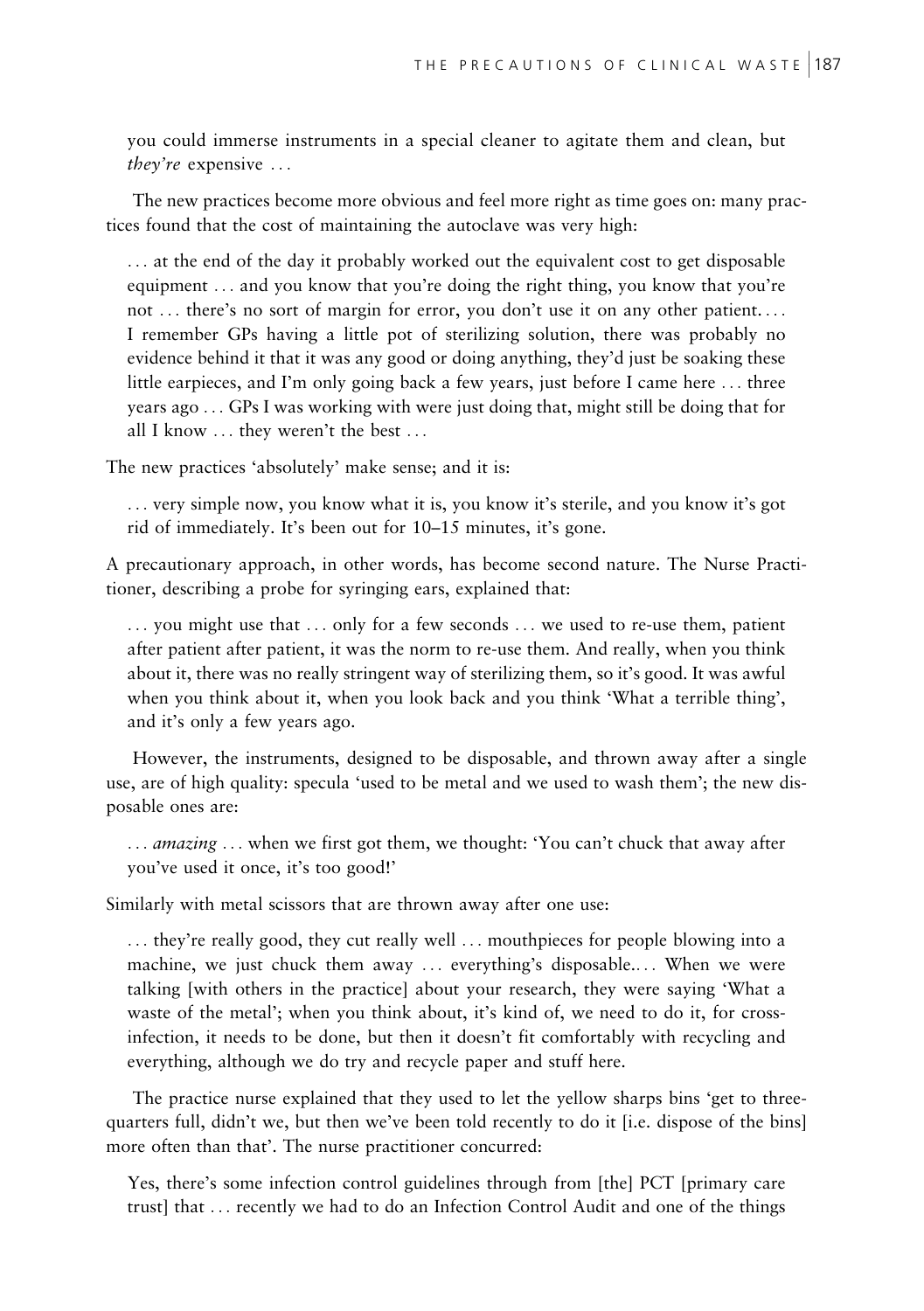you could immerse instruments in a special cleaner to agitate them and clean, but *they're* expensive . . .

The new practices become more obvious and feel more right as time goes on: many practices found that the cost of maintaining the autoclave was very high:

> . . . at the end of the day it probably worked out the equivalent cost to get disposable equipment . . . and you know that you're doing the right thing, you know that you're not . . . there's no sort of margin for error, you don't use it on any other patient. . . . I remember GPs having a little pot of sterilizing solution, there was probably no evidence behind it that it was any good or doing anything, they'd just be soaking these little earpieces, and I'm only going back a few years, just before I came here . . . three years ago . . . GPs I was working with were just doing that, might still be doing that for all I know . . . they weren't the best . . .

The new practices 'absolutely' make sense; and it is:

> . . . very simple now, you know what it is, you know it's sterile, and you know it's got rid of immediately. It's been out for 10–15 minutes, it's gone.

A precautionary approach, in other words, has become second nature. The Nurse Practitioner, describing a probe for syringing ears, explained that:

> . . . you might use that . . . only for a few seconds . . . we used to re-use them, patient after patient after patient, it was the norm to re-use them. And really, when you think about it, there was no really stringent way of sterilizing them, so it's good. It was awful when you think about it, when you look back and you think 'What a terrible thing', and it's only a few years ago.

However, the instruments, designed to be disposable, and thrown away after a single use, are of high quality: specula 'used to be metal and we used to wash them'; the new disposable ones are:

> . . . *amazing* . . . when we first got them, we thought: 'You can't chuck that away after you've used it once, it's too good!'

Similarly with metal scissors that are thrown away after one use:

> . . . they're really good, they cut really well . . . mouthpieces for people blowing into a machine, we just chuck them away . . . everything's disposable. . . . When we were talking [with others in the practice] about your research, they were saying 'What a waste of the metal'; when you think about, it's kind of, we need to do it, for cross-infection, it needs to be done, but then it doesn't fit comfortably with recycling and everything, although we do try and recycle paper and stuff here.

The practice nurse explained that they used to let the yellow sharps bins 'get to three-quarters full, didn't we, but then we've been told recently to do it [i.e. dispose of the bins] more often than that'. The nurse practitioner concurred:

> Yes, there's some infection control guidelines through from [the] PCT [primary care trust] that . . . recently we had to do an Infection Control Audit and one of the things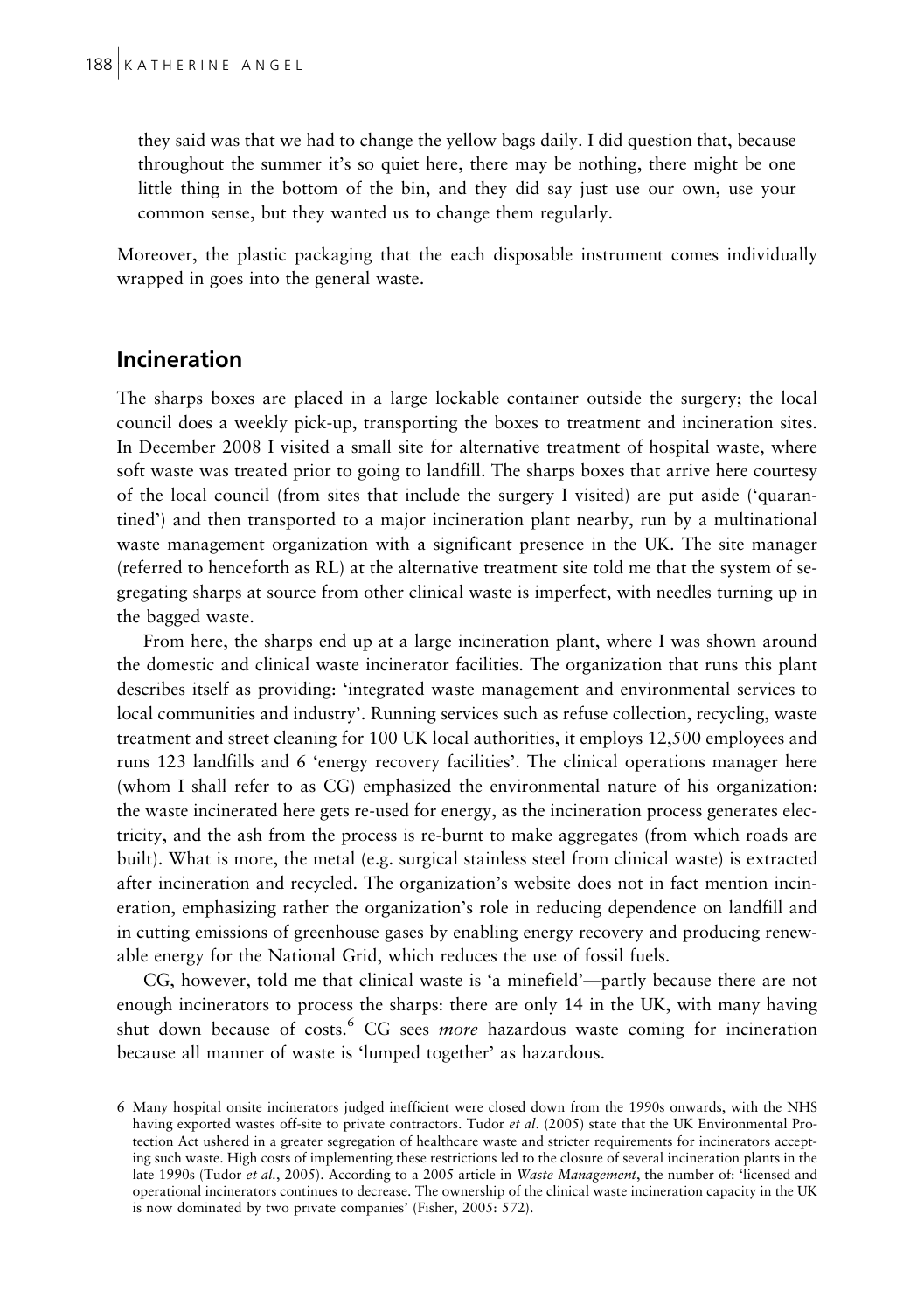they said was that we had to change the yellow bags daily. I did question that, because throughout the summer it's so quiet here, there may be nothing, there might be one little thing in the bottom of the bin, and they did say just use our own, use your common sense, but they wanted us to change them regularly.

Moreover, the plastic packaging that the each disposable instrument comes individually wrapped in goes into the general waste.

## Incineration

The sharps boxes are placed in a large lockable container outside the surgery; the local council does a weekly pick-up, transporting the boxes to treatment and incineration sites. In December 2008 I visited a small site for alternative treatment of hospital waste, where soft waste was treated prior to going to landfill. The sharps boxes that arrive here courtesy of the local council (from sites that include the surgery I visited) are put aside ('quarantined') and then transported to a major incineration plant nearby, run by a multinational waste management organization with a significant presence in the UK. The site manager (referred to henceforth as RL) at the alternative treatment site told me that the system of segregating sharps at source from other clinical waste is imperfect, with needles turning up in the bagged waste.

From here, the sharps end up at a large incineration plant, where I was shown around the domestic and clinical waste incinerator facilities. The organization that runs this plant describes itself as providing: 'integrated waste management and environmental services to local communities and industry'. Running services such as refuse collection, recycling, waste treatment and street cleaning for 100 UK local authorities, it employs 12,500 employees and runs 123 landfills and 6 'energy recovery facilities'. The clinical operations manager here (whom I shall refer to as CG) emphasized the environmental nature of his organization: the waste incinerated here gets re-used for energy, as the incineration process generates electricity, and the ash from the process is re-burnt to make aggregates (from which roads are built). What is more, the metal (e.g. surgical stainless steel from clinical waste) is extracted after incineration and recycled. The organization's website does not in fact mention incineration, emphasizing rather the organization's role in reducing dependence on landfill and in cutting emissions of greenhouse gases by enabling energy recovery and producing renewable energy for the National Grid, which reduces the use of fossil fuels.

CG, however, told me that clinical waste is 'a minefield'—partly because there are not enough incinerators to process the sharps: there are only 14 in the UK, with many having shut down because of costs.[6] CG sees *more* hazardous waste coming for incineration because all manner of waste is 'lumped together' as hazardous.

6 Many hospital onsite incinerators judged inefficient were closed down from the 1990s onwards, with the NHS having exported wastes off-site to private contractors. Tudor *et al.* (2005) state that the UK Environmental Protection Act ushered in a greater segregation of healthcare waste and stricter requirements for incinerators accepting such waste. High costs of implementing these restrictions led to the closure of several incineration plants in the late 1990s (Tudor *et al.*, 2005). According to a 2005 article in *Waste Management*, the number of: 'licensed and operational incinerators continues to decrease. The ownership of the clinical waste incineration capacity in the UK is now dominated by two private companies' (Fisher, 2005: 572).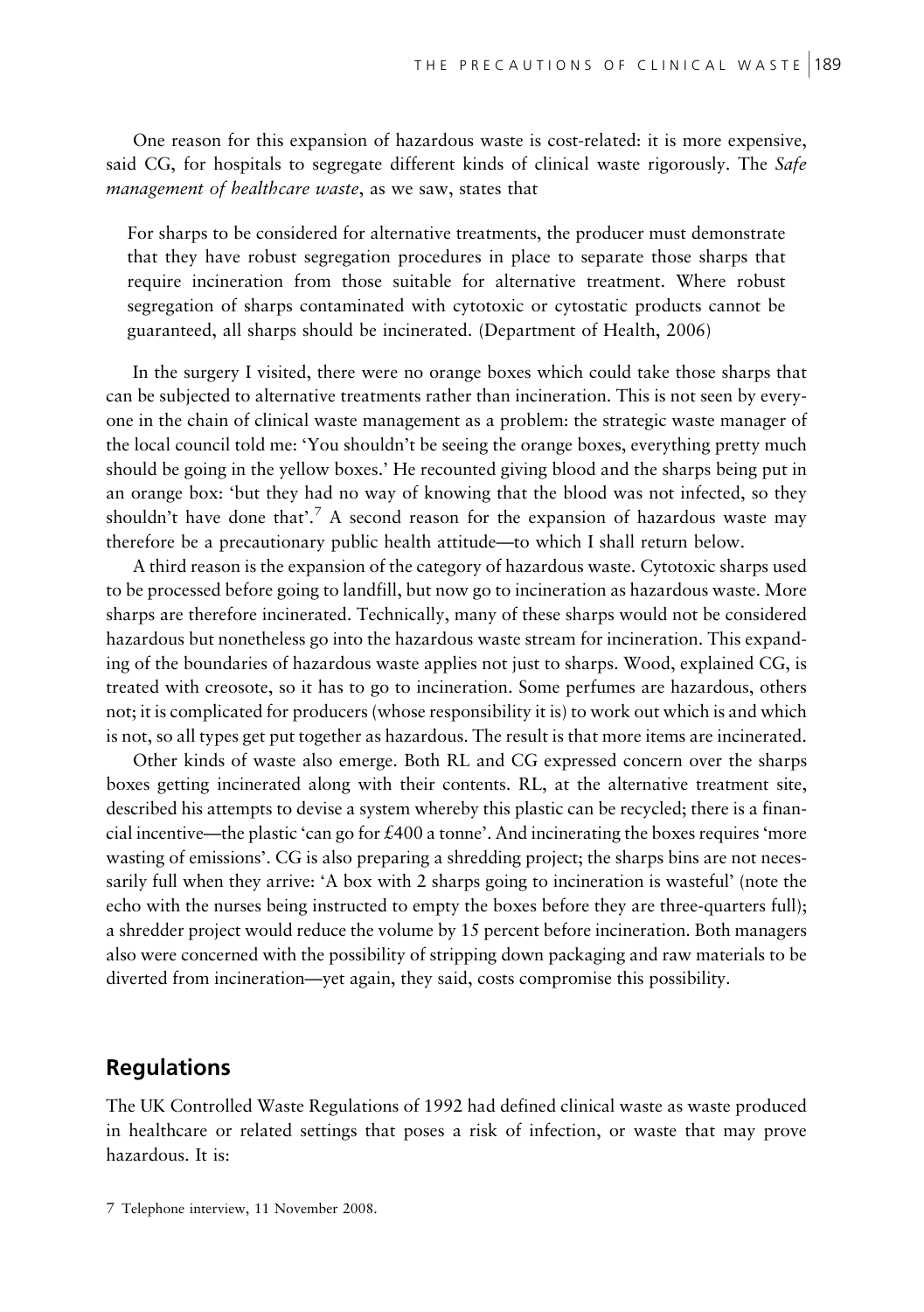One reason for this expansion of hazardous waste is cost-related: it is more expensive, said CG, for hospitals to segregate different kinds of clinical waste rigorously. The *Safe management of healthcare waste*, as we saw, states that

> For sharps to be considered for alternative treatments, the producer must demonstrate that they have robust segregation procedures in place to separate those sharps that require incineration from those suitable for alternative treatment. Where robust segregation of sharps contaminated with cytotoxic or cytostatic products cannot be guaranteed, all sharps should be incinerated. (Department of Health, 2006)

In the surgery I visited, there were no orange boxes which could take those sharps that can be subjected to alternative treatments rather than incineration. This is not seen by everyone in the chain of clinical waste management as a problem: the strategic waste manager of the local council told me: 'You shouldn't be seeing the orange boxes, everything pretty much should be going in the yellow boxes.' He recounted giving blood and the sharps being put in an orange box: 'but they had no way of knowing that the blood was not infected, so they shouldn't have done that'.[7] A second reason for the expansion of hazardous waste may therefore be a precautionary public health attitude—to which I shall return below.

A third reason is the expansion of the category of hazardous waste. Cytotoxic sharps used to be processed before going to landfill, but now go to incineration as hazardous waste. More sharps are therefore incinerated. Technically, many of these sharps would not be considered hazardous but nonetheless go into the hazardous waste stream for incineration. This expanding of the boundaries of hazardous waste applies not just to sharps. Wood, explained CG, is treated with creosote, so it has to go to incineration. Some perfumes are hazardous, others not; it is complicated for producers (whose responsibility it is) to work out which is and which is not, so all types get put together as hazardous. The result is that more items are incinerated.

Other kinds of waste also emerge. Both RL and CG expressed concern over the sharps boxes getting incinerated along with their contents. RL, at the alternative treatment site, described his attempts to devise a system whereby this plastic can be recycled; there is a financial incentive—the plastic 'can go for £400 a tonne'. And incinerating the boxes requires 'more wasting of emissions'. CG is also preparing a shredding project; the sharps bins are not necessarily full when they arrive: 'A box with 2 sharps going to incineration is wasteful' (note the echo with the nurses being instructed to empty the boxes before they are three-quarters full); a shredder project would reduce the volume by 15 percent before incineration. Both managers also were concerned with the possibility of stripping down packaging and raw materials to be diverted from incineration—yet again, they said, costs compromise this possibility.

## Regulations

The UK Controlled Waste Regulations of 1992 had defined clinical waste as waste produced in healthcare or related settings that poses a risk of infection, or waste that may prove hazardous. It is:

7 Telephone interview, 11 November 2008.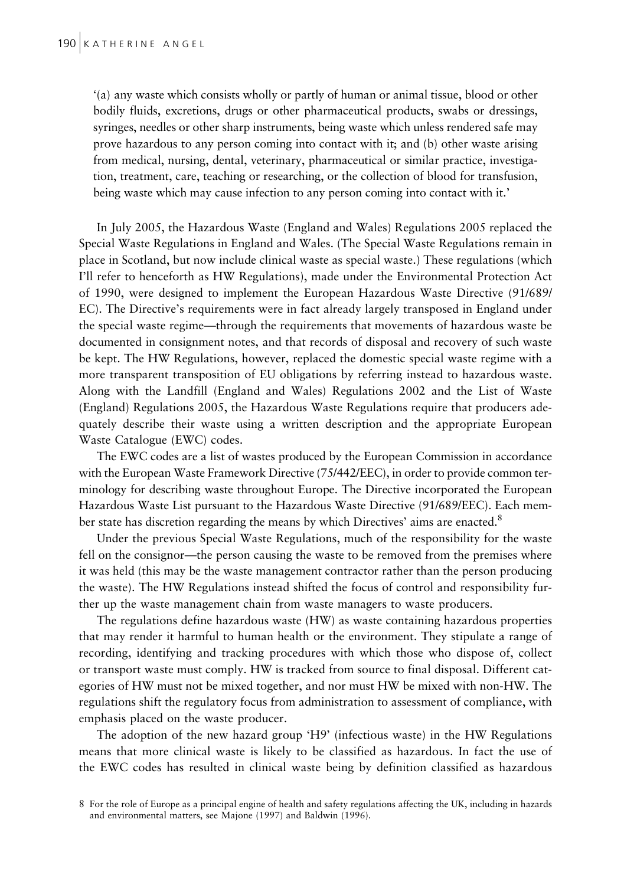'(a) any waste which consists wholly or partly of human or animal tissue, blood or other bodily fluids, excretions, drugs or other pharmaceutical products, swabs or dressings, syringes, needles or other sharp instruments, being waste which unless rendered safe may prove hazardous to any person coming into contact with it; and (b) other waste arising from medical, nursing, dental, veterinary, pharmaceutical or similar practice, investigation, treatment, care, teaching or researching, or the collection of blood for transfusion, being waste which may cause infection to any person coming into contact with it.'

In July 2005, the Hazardous Waste (England and Wales) Regulations 2005 replaced the Special Waste Regulations in England and Wales. (The Special Waste Regulations remain in place in Scotland, but now include clinical waste as special waste.) These regulations (which I'll refer to henceforth as HW Regulations), made under the Environmental Protection Act of 1990, were designed to implement the European Hazardous Waste Directive (91/689/EC). The Directive's requirements were in fact already largely transposed in England under the special waste regime—through the requirements that movements of hazardous waste be documented in consignment notes, and that records of disposal and recovery of such waste be kept. The HW Regulations, however, replaced the domestic special waste regime with a more transparent transposition of EU obligations by referring instead to hazardous waste. Along with the Landfill (England and Wales) Regulations 2002 and the List of Waste (England) Regulations 2005, the Hazardous Waste Regulations require that producers adequately describe their waste using a written description and the appropriate European Waste Catalogue (EWC) codes.

The EWC codes are a list of wastes produced by the European Commission in accordance with the European Waste Framework Directive (75/442/EEC), in order to provide common terminology for describing waste throughout Europe. The Directive incorporated the European Hazardous Waste List pursuant to the Hazardous Waste Directive (91/689/EEC). Each member state has discretion regarding the means by which Directives' aims are enacted.[8]

Under the previous Special Waste Regulations, much of the responsibility for the waste fell on the consignor—the person causing the waste to be removed from the premises where it was held (this may be the waste management contractor rather than the person producing the waste). The HW Regulations instead shifted the focus of control and responsibility further up the waste management chain from waste managers to waste producers.

The regulations define hazardous waste (HW) as waste containing hazardous properties that may render it harmful to human health or the environment. They stipulate a range of recording, identifying and tracking procedures with which those who dispose of, collect or transport waste must comply. HW is tracked from source to final disposal. Different categories of HW must not be mixed together, and nor must HW be mixed with non-HW. The regulations shift the regulatory focus from administration to assessment of compliance, with emphasis placed on the waste producer.

The adoption of the new hazard group 'H9' (infectious waste) in the HW Regulations means that more clinical waste is likely to be classified as hazardous. In fact the use of the EWC codes has resulted in clinical waste being by definition classified as hazardous

8 For the role of Europe as a principal engine of health and safety regulations affecting the UK, including in hazards and environmental matters, see Majone (1997) and Baldwin (1996).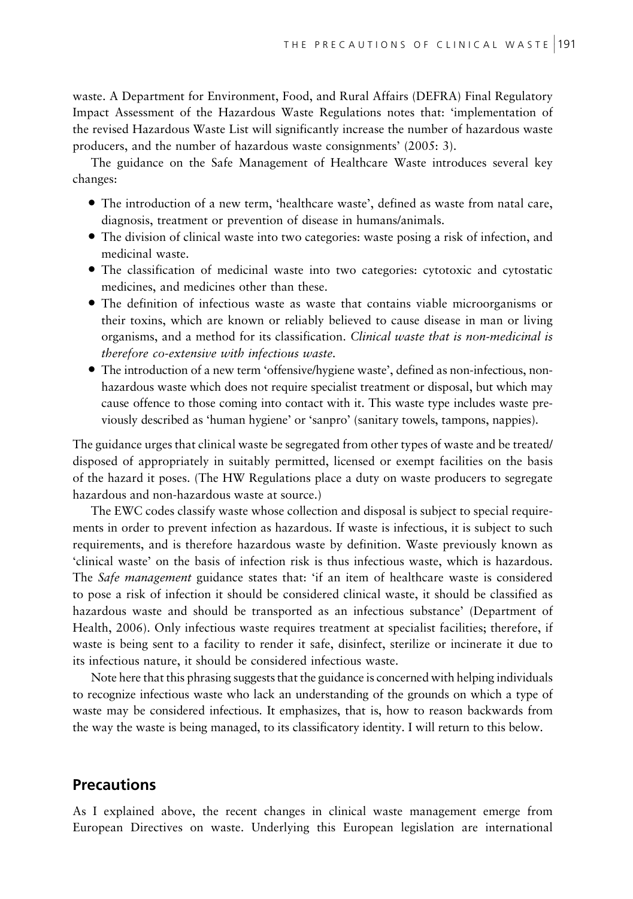waste. A Department for Environment, Food, and Rural Affairs (DEFRA) Final Regulatory Impact Assessment of the Hazardous Waste Regulations notes that: 'implementation of the revised Hazardous Waste List will significantly increase the number of hazardous waste producers, and the number of hazardous waste consignments' (2005: 3).

The guidance on the Safe Management of Healthcare Waste introduces several key changes:

- The introduction of a new term, 'healthcare waste', defined as waste from natal care, diagnosis, treatment or prevention of disease in humans/animals.
- The division of clinical waste into two categories: waste posing a risk of infection, and medicinal waste.
- The classification of medicinal waste into two categories: cytotoxic and cytostatic medicines, and medicines other than these.
- The definition of infectious waste as waste that contains viable microorganisms or their toxins, which are known or reliably believed to cause disease in man or living organisms, and a method for its classification. *Clinical waste that is non-medicinal is therefore co-extensive with infectious waste.*
- The introduction of a new term 'offensive/hygiene waste', defined as non-infectious, non-hazardous waste which does not require specialist treatment or disposal, but which may cause offence to those coming into contact with it. This waste type includes waste previously described as 'human hygiene' or 'sanpro' (sanitary towels, tampons, nappies).

The guidance urges that clinical waste be segregated from other types of waste and be treated/disposed of appropriately in suitably permitted, licensed or exempt facilities on the basis of the hazard it poses. (The HW Regulations place a duty on waste producers to segregate hazardous and non-hazardous waste at source.)

The EWC codes classify waste whose collection and disposal is subject to special requirements in order to prevent infection as hazardous. If waste is infectious, it is subject to such requirements, and is therefore hazardous waste by definition. Waste previously known as 'clinical waste' on the basis of infection risk is thus infectious waste, which is hazardous. The *Safe management* guidance states that: 'if an item of healthcare waste is considered to pose a risk of infection it should be considered clinical waste, it should be classified as hazardous waste and should be transported as an infectious substance' (Department of Health, 2006). Only infectious waste requires treatment at specialist facilities; therefore, if waste is being sent to a facility to render it safe, disinfect, sterilize or incinerate it due to its infectious nature, it should be considered infectious waste.

Note here that this phrasing suggests that the guidance is concerned with helping individuals to recognize infectious waste who lack an understanding of the grounds on which a type of waste may be considered infectious. It emphasizes, that is, how to reason backwards from the way the waste is being managed, to its classificatory identity. I will return to this below.

## Precautions

As I explained above, the recent changes in clinical waste management emerge from European Directives on waste. Underlying this European legislation are international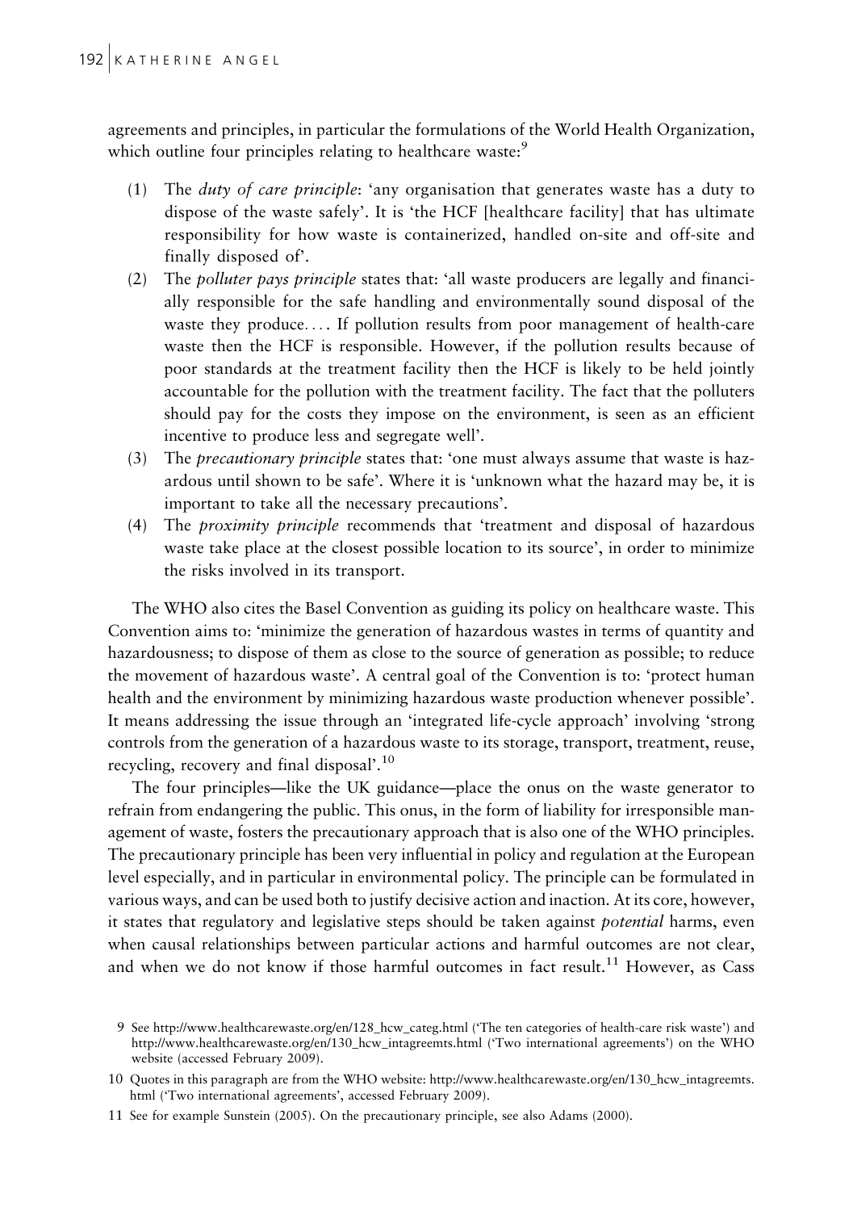agreements and principles, in particular the formulations of the World Health Organization, which outline four principles relating to healthcare waste:[9]

(1) The *duty of care principle*: 'any organisation that generates waste has a duty to dispose of the waste safely'. It is 'the HCF [healthcare facility] that has ultimate responsibility for how waste is containerized, handled on-site and off-site and finally disposed of'.

(2) The *polluter pays principle* states that: 'all waste producers are legally and financially responsible for the safe handling and environmentally sound disposal of the waste they produce.... If pollution results from poor management of health-care waste then the HCF is responsible. However, if the pollution results because of poor standards at the treatment facility then the HCF is likely to be held jointly accountable for the pollution with the treatment facility. The fact that the polluters should pay for the costs they impose on the environment, is seen as an efficient incentive to produce less and segregate well'.

(3) The *precautionary principle* states that: 'one must always assume that waste is hazardous until shown to be safe'. Where it is 'unknown what the hazard may be, it is important to take all the necessary precautions'.

(4) The *proximity principle* recommends that 'treatment and disposal of hazardous waste take place at the closest possible location to its source', in order to minimize the risks involved in its transport.

The WHO also cites the Basel Convention as guiding its policy on healthcare waste. This Convention aims to: 'minimize the generation of hazardous wastes in terms of quantity and hazardousness; to dispose of them as close to the source of generation as possible; to reduce the movement of hazardous waste'. A central goal of the Convention is to: 'protect human health and the environment by minimizing hazardous waste production whenever possible'. It means addressing the issue through an 'integrated life-cycle approach' involving 'strong controls from the generation of a hazardous waste to its storage, transport, treatment, reuse, recycling, recovery and final disposal'.[10]

The four principles—like the UK guidance—place the onus on the waste generator to refrain from endangering the public. This onus, in the form of liability for irresponsible management of waste, fosters the precautionary approach that is also one of the WHO principles. The precautionary principle has been very influential in policy and regulation at the European level especially, and in particular in environmental policy. The principle can be formulated in various ways, and can be used both to justify decisive action and inaction. At its core, however, it states that regulatory and legislative steps should be taken against *potential* harms, even when causal relationships between particular actions and harmful outcomes are not clear, and when we do not know if those harmful outcomes in fact result.[11] However, as Cass

9 See http://www.healthcarewaste.org/en/128_hcw_categ.html ('The ten categories of health-care risk waste') and http://www.healthcarewaste.org/en/130_hcw_intagreemts.html ('Two international agreements') on the WHO website (accessed February 2009).

10 Quotes in this paragraph are from the WHO website: http://www.healthcarewaste.org/en/130_hcw_intagreemts.html ('Two international agreements', accessed February 2009).

11 See for example Sunstein (2005). On the precautionary principle, see also Adams (2000).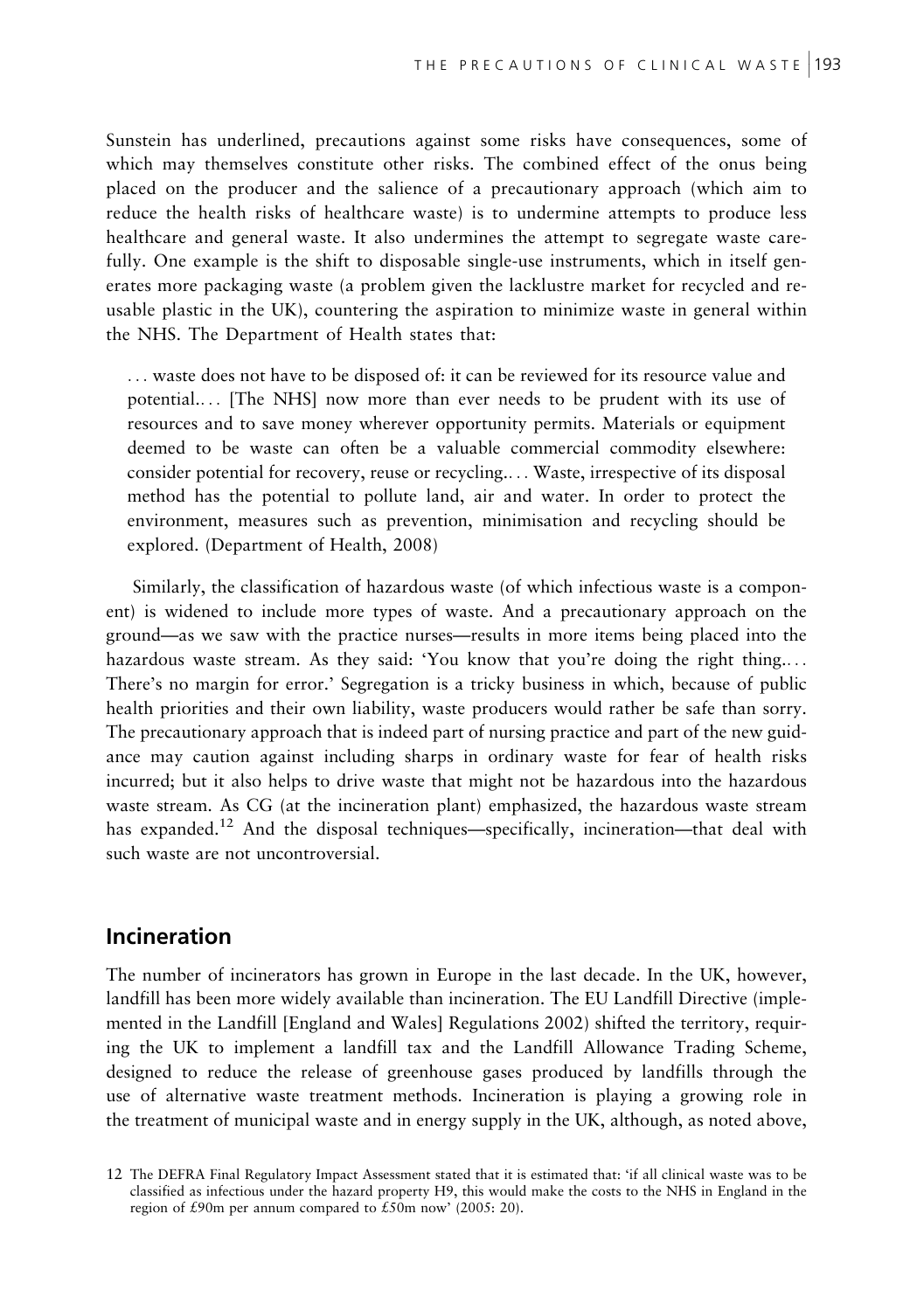Sunstein has underlined, precautions against some risks have consequences, some of which may themselves constitute other risks. The combined effect of the onus being placed on the producer and the salience of a precautionary approach (which aim to reduce the health risks of healthcare waste) is to undermine attempts to produce less healthcare and general waste. It also undermines the attempt to segregate waste carefully. One example is the shift to disposable single-use instruments, which in itself generates more packaging waste (a problem given the lacklustre market for recycled and re-usable plastic in the UK), countering the aspiration to minimize waste in general within the NHS. The Department of Health states that:

> . . . waste does not have to be disposed of: it can be reviewed for its resource value and potential.. . . [The NHS] now more than ever needs to be prudent with its use of resources and to save money wherever opportunity permits. Materials or equipment deemed to be waste can often be a valuable commercial commodity elsewhere: consider potential for recovery, reuse or recycling.. . . Waste, irrespective of its disposal method has the potential to pollute land, air and water. In order to protect the environment, measures such as prevention, minimisation and recycling should be explored. (Department of Health, 2008)

Similarly, the classification of hazardous waste (of which infectious waste is a component) is widened to include more types of waste. And a precautionary approach on the ground—as we saw with the practice nurses—results in more items being placed into the hazardous waste stream. As they said: 'You know that you're doing the right thing.. . . There's no margin for error.' Segregation is a tricky business in which, because of public health priorities and their own liability, waste producers would rather be safe than sorry. The precautionary approach that is indeed part of nursing practice and part of the new guidance may caution against including sharps in ordinary waste for fear of health risks incurred; but it also helps to drive waste that might not be hazardous into the hazardous waste stream. As CG (at the incineration plant) emphasized, the hazardous waste stream has expanded.[12] And the disposal techniques—specifically, incineration—that deal with such waste are not uncontroversial.

## Incineration

The number of incinerators has grown in Europe in the last decade. In the UK, however, landfill has been more widely available than incineration. The EU Landfill Directive (implemented in the Landfill [England and Wales] Regulations 2002) shifted the territory, requiring the UK to implement a landfill tax and the Landfill Allowance Trading Scheme, designed to reduce the release of greenhouse gases produced by landfills through the use of alternative waste treatment methods. Incineration is playing a growing role in the treatment of municipal waste and in energy supply in the UK, although, as noted above,

12 The DEFRA Final Regulatory Impact Assessment stated that it is estimated that: 'if all clinical waste was to be classified as infectious under the hazard property H9, this would make the costs to the NHS in England in the region of £90m per annum compared to £50m now' (2005: 20).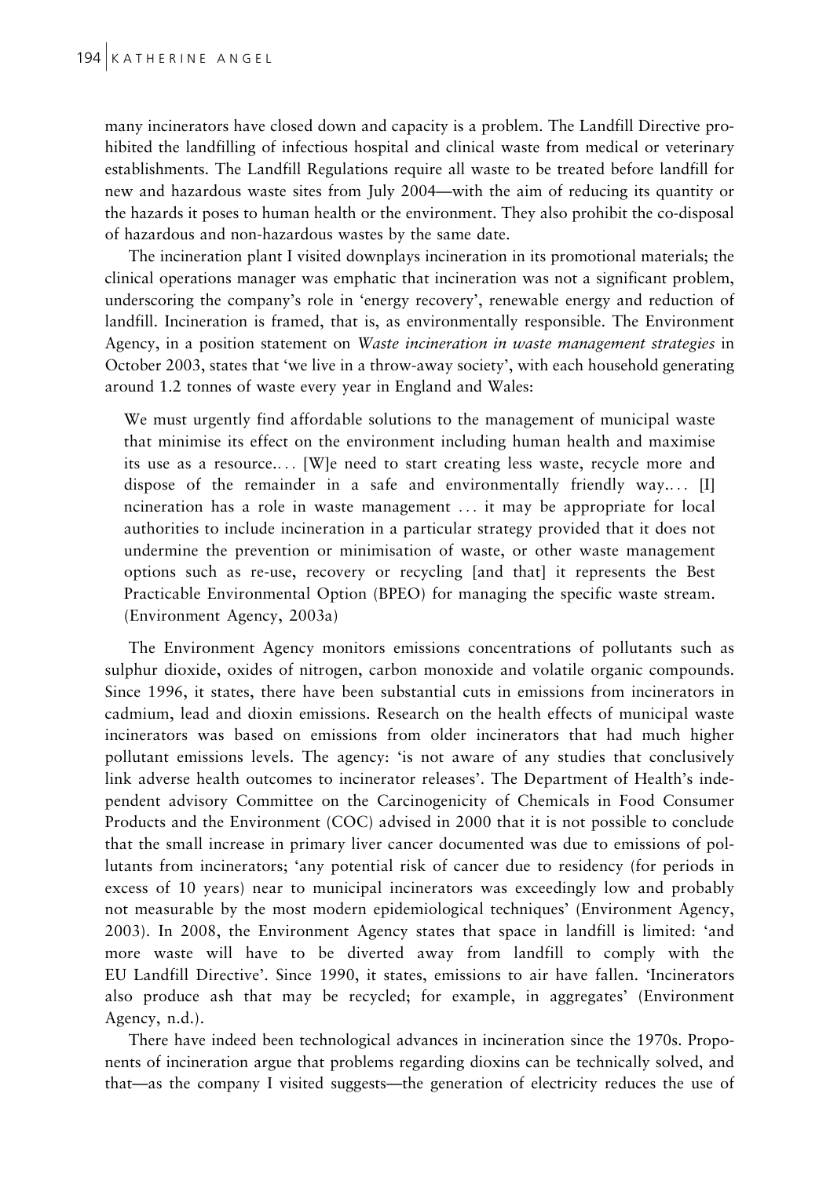many incinerators have closed down and capacity is a problem. The Landfill Directive prohibited the landfilling of infectious hospital and clinical waste from medical or veterinary establishments. The Landfill Regulations require all waste to be treated before landfill for new and hazardous waste sites from July 2004—with the aim of reducing its quantity or the hazards it poses to human health or the environment. They also prohibit the co-disposal of hazardous and non-hazardous wastes by the same date.

The incineration plant I visited downplays incineration in its promotional materials; the clinical operations manager was emphatic that incineration was not a significant problem, underscoring the company's role in 'energy recovery', renewable energy and reduction of landfill. Incineration is framed, that is, as environmentally responsible. The Environment Agency, in a position statement on *Waste incineration in waste management strategies* in October 2003, states that 'we live in a throw-away society', with each household generating around 1.2 tonnes of waste every year in England and Wales:

> We must urgently find affordable solutions to the management of municipal waste that minimise its effect on the environment including human health and maximise its use as a resource.... [W]e need to start creating less waste, recycle more and dispose of the remainder in a safe and environmentally friendly way.... [I]ncineration has a role in waste management ... it may be appropriate for local authorities to include incineration in a particular strategy provided that it does not undermine the prevention or minimisation of waste, or other waste management options such as re-use, recovery or recycling [and that] it represents the Best Practicable Environmental Option (BPEO) for managing the specific waste stream. (Environment Agency, 2003a)

The Environment Agency monitors emissions concentrations of pollutants such as sulphur dioxide, oxides of nitrogen, carbon monoxide and volatile organic compounds. Since 1996, it states, there have been substantial cuts in emissions from incinerators in cadmium, lead and dioxin emissions. Research on the health effects of municipal waste incinerators was based on emissions from older incinerators that had much higher pollutant emissions levels. The agency: 'is not aware of any studies that conclusively link adverse health outcomes to incinerator releases'. The Department of Health's independent advisory Committee on the Carcinogenicity of Chemicals in Food Consumer Products and the Environment (COC) advised in 2000 that it is not possible to conclude that the small increase in primary liver cancer documented was due to emissions of pollutants from incinerators; 'any potential risk of cancer due to residency (for periods in excess of 10 years) near to municipal incinerators was exceedingly low and probably not measurable by the most modern epidemiological techniques' (Environment Agency, 2003). In 2008, the Environment Agency states that space in landfill is limited: 'and more waste will have to be diverted away from landfill to comply with the EU Landfill Directive'. Since 1990, it states, emissions to air have fallen. 'Incinerators also produce ash that may be recycled; for example, in aggregates' (Environment Agency, n.d.).

There have indeed been technological advances in incineration since the 1970s. Proponents of incineration argue that problems regarding dioxins can be technically solved, and that—as the company I visited suggests—the generation of electricity reduces the use of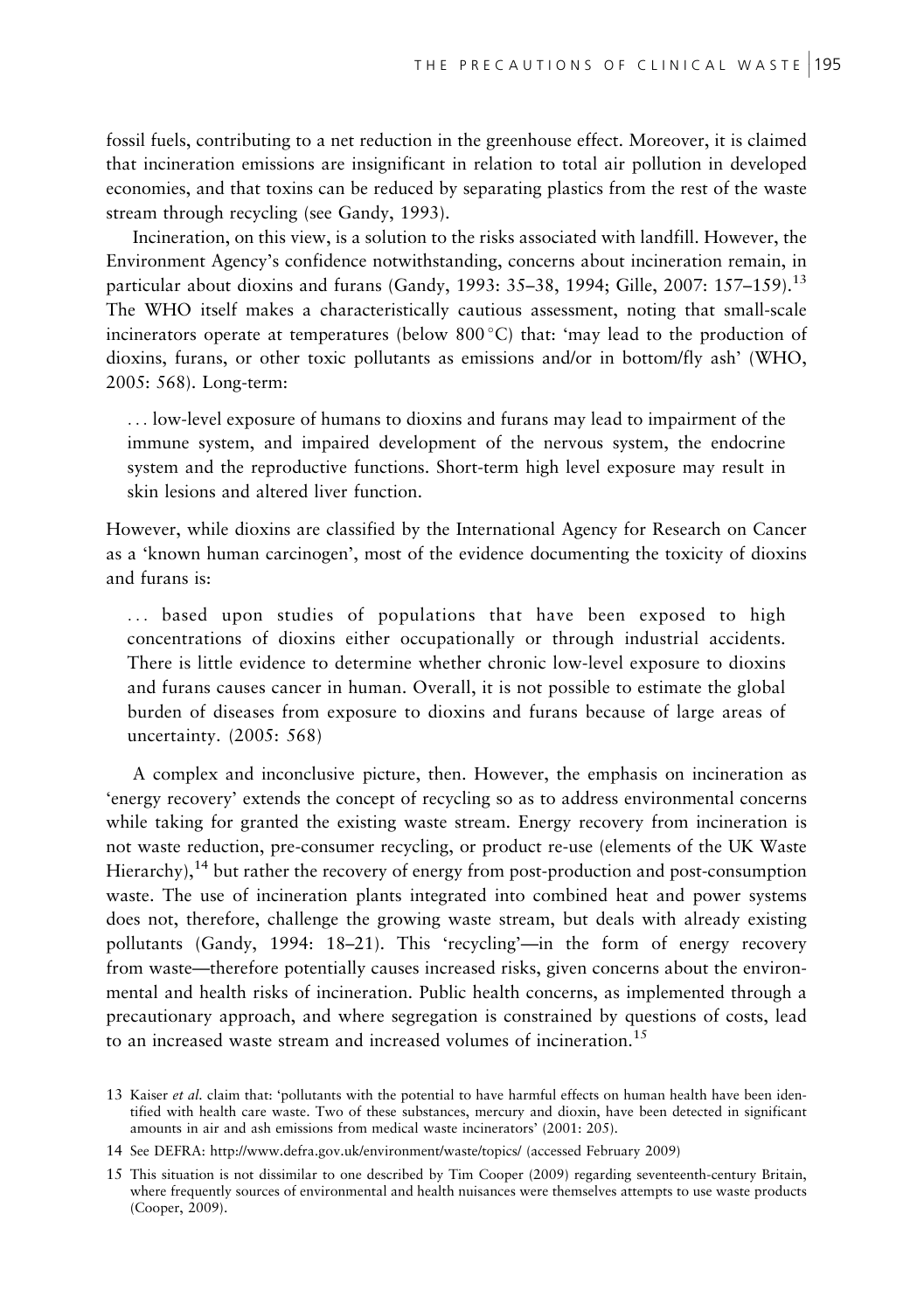fossil fuels, contributing to a net reduction in the greenhouse effect. Moreover, it is claimed that incineration emissions are insignificant in relation to total air pollution in developed economies, and that toxins can be reduced by separating plastics from the rest of the waste stream through recycling (see Gandy, 1993).

Incineration, on this view, is a solution to the risks associated with landfill. However, the Environment Agency's confidence notwithstanding, concerns about incineration remain, in particular about dioxins and furans (Gandy, 1993: 35–38, 1994; Gille, 2007: 157–159).[13] The WHO itself makes a characteristically cautious assessment, noting that small-scale incinerators operate at temperatures (below 800 °C) that: 'may lead to the production of dioxins, furans, or other toxic pollutants as emissions and/or in bottom/fly ash' (WHO, 2005: 568). Long-term:

> ... low-level exposure of humans to dioxins and furans may lead to impairment of the immune system, and impaired development of the nervous system, the endocrine system and the reproductive functions. Short-term high level exposure may result in skin lesions and altered liver function.

However, while dioxins are classified by the International Agency for Research on Cancer as a 'known human carcinogen', most of the evidence documenting the toxicity of dioxins and furans is:

> ... based upon studies of populations that have been exposed to high concentrations of dioxins either occupationally or through industrial accidents. There is little evidence to determine whether chronic low-level exposure to dioxins and furans causes cancer in human. Overall, it is not possible to estimate the global burden of diseases from exposure to dioxins and furans because of large areas of uncertainty. (2005: 568)

A complex and inconclusive picture, then. However, the emphasis on incineration as 'energy recovery' extends the concept of recycling so as to address environmental concerns while taking for granted the existing waste stream. Energy recovery from incineration is not waste reduction, pre-consumer recycling, or product re-use (elements of the UK Waste Hierarchy),[14] but rather the recovery of energy from post-production and post-consumption waste. The use of incineration plants integrated into combined heat and power systems does not, therefore, challenge the growing waste stream, but deals with already existing pollutants (Gandy, 1994: 18–21). This 'recycling'—in the form of energy recovery from waste—therefore potentially causes increased risks, given concerns about the environmental and health risks of incineration. Public health concerns, as implemented through a precautionary approach, and where segregation is constrained by questions of costs, lead to an increased waste stream and increased volumes of incineration.[15]

13 Kaiser *et al*. claim that: 'pollutants with the potential to have harmful effects on human health have been identified with health care waste. Two of these substances, mercury and dioxin, have been detected in significant amounts in air and ash emissions from medical waste incinerators' (2001: 205).

14 See DEFRA: http://www.defra.gov.uk/environment/waste/topics/ (accessed February 2009)

15 This situation is not dissimilar to one described by Tim Cooper (2009) regarding seventeenth-century Britain, where frequently sources of environmental and health nuisances were themselves attempts to use waste products (Cooper, 2009).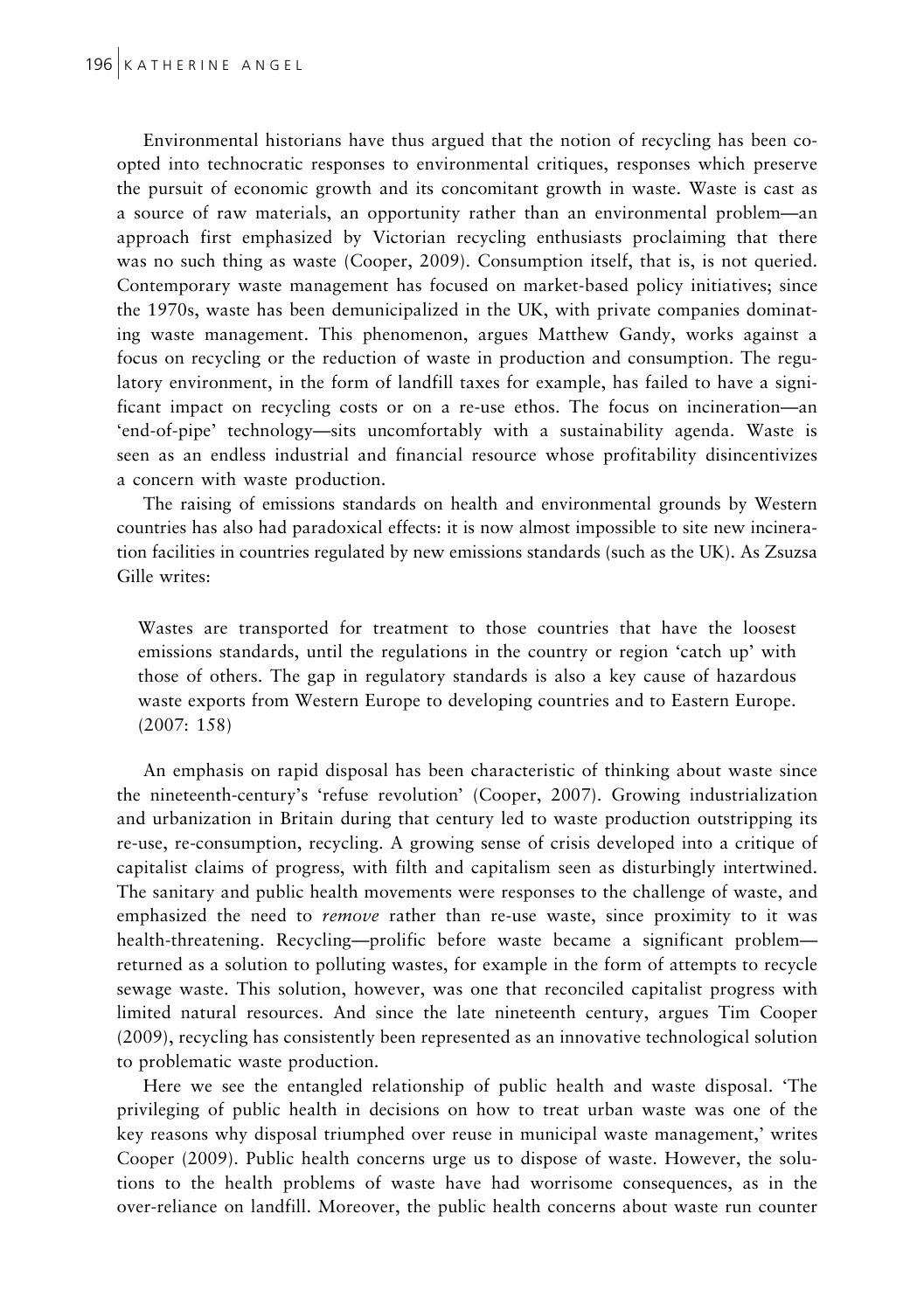Environmental historians have thus argued that the notion of recycling has been co-opted into technocratic responses to environmental critiques, responses which preserve the pursuit of economic growth and its concomitant growth in waste. Waste is cast as a source of raw materials, an opportunity rather than an environmental problem—an approach first emphasized by Victorian recycling enthusiasts proclaiming that there was no such thing as waste (Cooper, 2009). Consumption itself, that is, is not queried. Contemporary waste management has focused on market-based policy initiatives; since the 1970s, waste has been demunicipalized in the UK, with private companies dominating waste management. This phenomenon, argues Matthew Gandy, works against a focus on recycling or the reduction of waste in production and consumption. The regulatory environment, in the form of landfill taxes for example, has failed to have a significant impact on recycling costs or on a re-use ethos. The focus on incineration—an 'end-of-pipe' technology—sits uncomfortably with a sustainability agenda. Waste is seen as an endless industrial and financial resource whose profitability disincentivizes a concern with waste production.

The raising of emissions standards on health and environmental grounds by Western countries has also had paradoxical effects: it is now almost impossible to site new incineration facilities in countries regulated by new emissions standards (such as the UK). As Zsuzsa Gille writes:

> Wastes are transported for treatment to those countries that have the loosest emissions standards, until the regulations in the country or region 'catch up' with those of others. The gap in regulatory standards is also a key cause of hazardous waste exports from Western Europe to developing countries and to Eastern Europe. (2007: 158)

An emphasis on rapid disposal has been characteristic of thinking about waste since the nineteenth-century's 'refuse revolution' (Cooper, 2007). Growing industrialization and urbanization in Britain during that century led to waste production outstripping its re-use, re-consumption, recycling. A growing sense of crisis developed into a critique of capitalist claims of progress, with filth and capitalism seen as disturbingly intertwined. The sanitary and public health movements were responses to the challenge of waste, and emphasized the need to *remove* rather than re-use waste, since proximity to it was health-threatening. Recycling—prolific before waste became a significant problem—returned as a solution to polluting wastes, for example in the form of attempts to recycle sewage waste. This solution, however, was one that reconciled capitalist progress with limited natural resources. And since the late nineteenth century, argues Tim Cooper (2009), recycling has consistently been represented as an innovative technological solution to problematic waste production.

Here we see the entangled relationship of public health and waste disposal. 'The privileging of public health in decisions on how to treat urban waste was one of the key reasons why disposal triumphed over reuse in municipal waste management,' writes Cooper (2009). Public health concerns urge us to dispose of waste. However, the solutions to the health problems of waste have had worrisome consequences, as in the over-reliance on landfill. Moreover, the public health concerns about waste run counter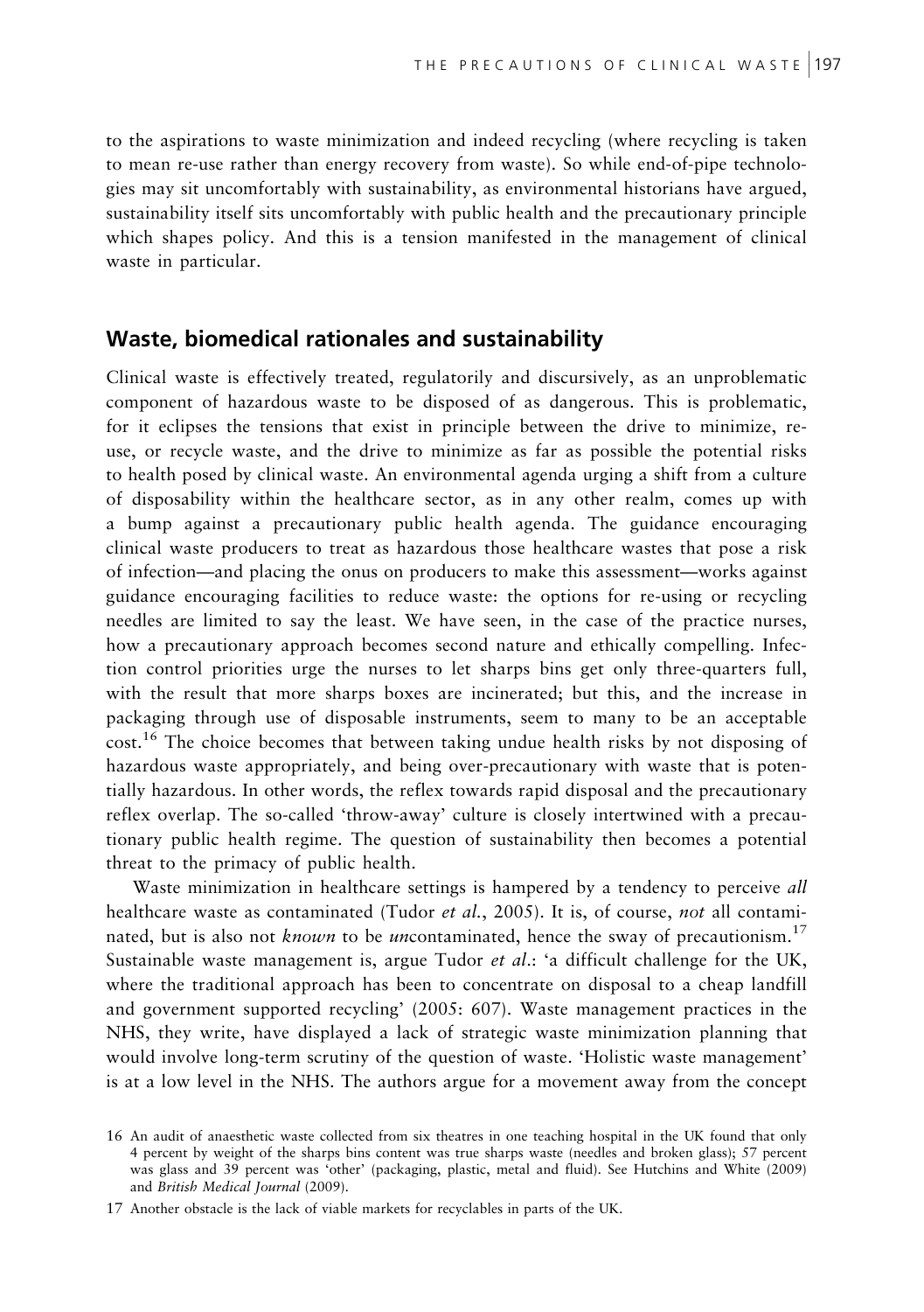to the aspirations to waste minimization and indeed recycling (where recycling is taken to mean re-use rather than energy recovery from waste). So while end-of-pipe technologies may sit uncomfortably with sustainability, as environmental historians have argued, sustainability itself sits uncomfortably with public health and the precautionary principle which shapes policy. And this is a tension manifested in the management of clinical waste in particular.

## Waste, biomedical rationales and sustainability

Clinical waste is effectively treated, regulatorily and discursively, as an unproblematic component of hazardous waste to be disposed of as dangerous. This is problematic, for it eclipses the tensions that exist in principle between the drive to minimize, re-use, or recycle waste, and the drive to minimize as far as possible the potential risks to health posed by clinical waste. An environmental agenda urging a shift from a culture of disposability within the healthcare sector, as in any other realm, comes up with a bump against a precautionary public health agenda. The guidance encouraging clinical waste producers to treat as hazardous those healthcare wastes that pose a risk of infection—and placing the onus on producers to make this assessment—works against guidance encouraging facilities to reduce waste: the options for re-using or recycling needles are limited to say the least. We have seen, in the case of the practice nurses, how a precautionary approach becomes second nature and ethically compelling. Infection control priorities urge the nurses to let sharps bins get only three-quarters full, with the result that more sharps boxes are incinerated; but this, and the increase in packaging through use of disposable instruments, seem to many to be an acceptable cost.[16] The choice becomes that between taking undue health risks by not disposing of hazardous waste appropriately, and being over-precautionary with waste that is potentially hazardous. In other words, the reflex towards rapid disposal and the precautionary reflex overlap. The so-called 'throw-away' culture is closely intertwined with a precautionary public health regime. The question of sustainability then becomes a potential threat to the primacy of public health.

Waste minimization in healthcare settings is hampered by a tendency to perceive *all* healthcare waste as contaminated (Tudor *et al.*, 2005). It is, of course, *not* all contaminated, but is also not *known* to be *un*contaminated, hence the sway of precautionism.[17] Sustainable waste management is, argue Tudor *et al.*: 'a difficult challenge for the UK, where the traditional approach has been to concentrate on disposal to a cheap landfill and government supported recycling' (2005: 607). Waste management practices in the NHS, they write, have displayed a lack of strategic waste minimization planning that would involve long-term scrutiny of the question of waste. 'Holistic waste management' is at a low level in the NHS. The authors argue for a movement away from the concept

16 An audit of anaesthetic waste collected from six theatres in one teaching hospital in the UK found that only 4 percent by weight of the sharps bins content was true sharps waste (needles and broken glass); 57 percent was glass and 39 percent was 'other' (packaging, plastic, metal and fluid). See Hutchins and White (2009) and *British Medical Journal* (2009).

17 Another obstacle is the lack of viable markets for recyclables in parts of the UK.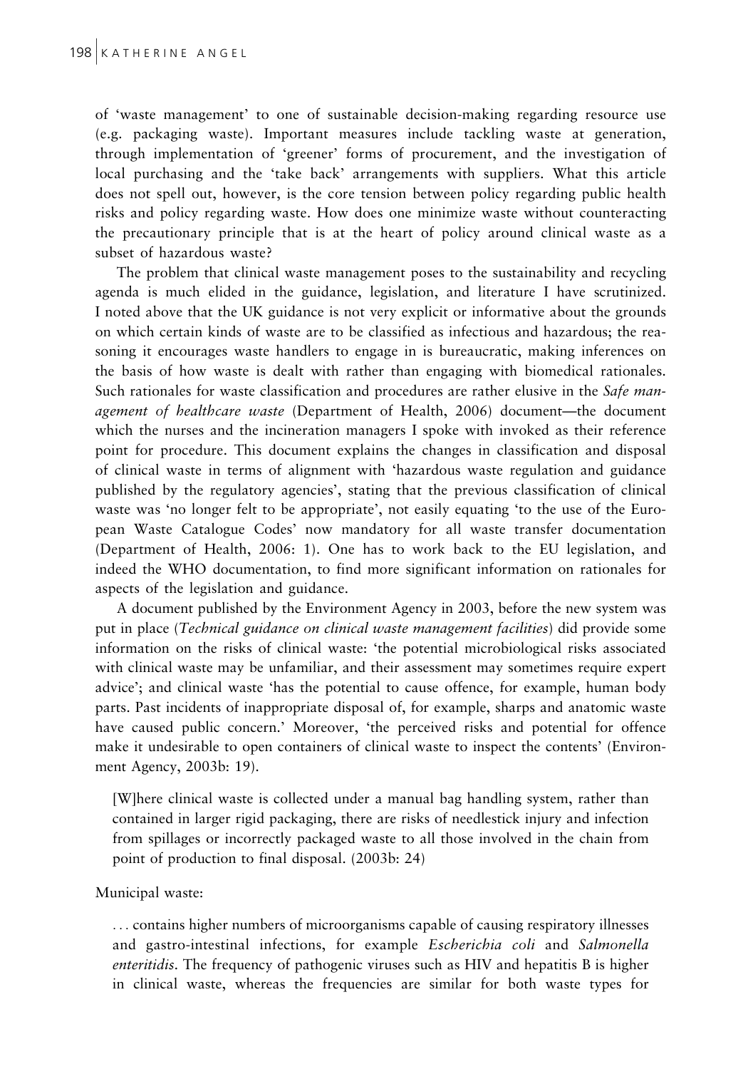of 'waste management' to one of sustainable decision-making regarding resource use (e.g. packaging waste). Important measures include tackling waste at generation, through implementation of 'greener' forms of procurement, and the investigation of local purchasing and the 'take back' arrangements with suppliers. What this article does not spell out, however, is the core tension between policy regarding public health risks and policy regarding waste. How does one minimize waste without counteracting the precautionary principle that is at the heart of policy around clinical waste as a subset of hazardous waste?

The problem that clinical waste management poses to the sustainability and recycling agenda is much elided in the guidance, legislation, and literature I have scrutinized. I noted above that the UK guidance is not very explicit or informative about the grounds on which certain kinds of waste are to be classified as infectious and hazardous; the reasoning it encourages waste handlers to engage in is bureaucratic, making inferences on the basis of how waste is dealt with rather than engaging with biomedical rationales. Such rationales for waste classification and procedures are rather elusive in the *Safe management of healthcare waste* (Department of Health, 2006) document—the document which the nurses and the incineration managers I spoke with invoked as their reference point for procedure. This document explains the changes in classification and disposal of clinical waste in terms of alignment with 'hazardous waste regulation and guidance published by the regulatory agencies', stating that the previous classification of clinical waste was 'no longer felt to be appropriate', not easily equating 'to the use of the European Waste Catalogue Codes' now mandatory for all waste transfer documentation (Department of Health, 2006: 1). One has to work back to the EU legislation, and indeed the WHO documentation, to find more significant information on rationales for aspects of the legislation and guidance.

A document published by the Environment Agency in 2003, before the new system was put in place (*Technical guidance on clinical waste management facilities*) did provide some information on the risks of clinical waste: 'the potential microbiological risks associated with clinical waste may be unfamiliar, and their assessment may sometimes require expert advice'; and clinical waste 'has the potential to cause offence, for example, human body parts. Past incidents of inappropriate disposal of, for example, sharps and anatomic waste have caused public concern.' Moreover, 'the perceived risks and potential for offence make it undesirable to open containers of clinical waste to inspect the contents' (Environment Agency, 2003b: 19).

> [W]here clinical waste is collected under a manual bag handling system, rather than contained in larger rigid packaging, there are risks of needlestick injury and infection from spillages or incorrectly packaged waste to all those involved in the chain from point of production to final disposal. (2003b: 24)

Municipal waste:

> . . . contains higher numbers of microorganisms capable of causing respiratory illnesses and gastro-intestinal infections, for example *Escherichia coli* and *Salmonella enteritidis*. The frequency of pathogenic viruses such as HIV and hepatitis B is higher in clinical waste, whereas the frequencies are similar for both waste types for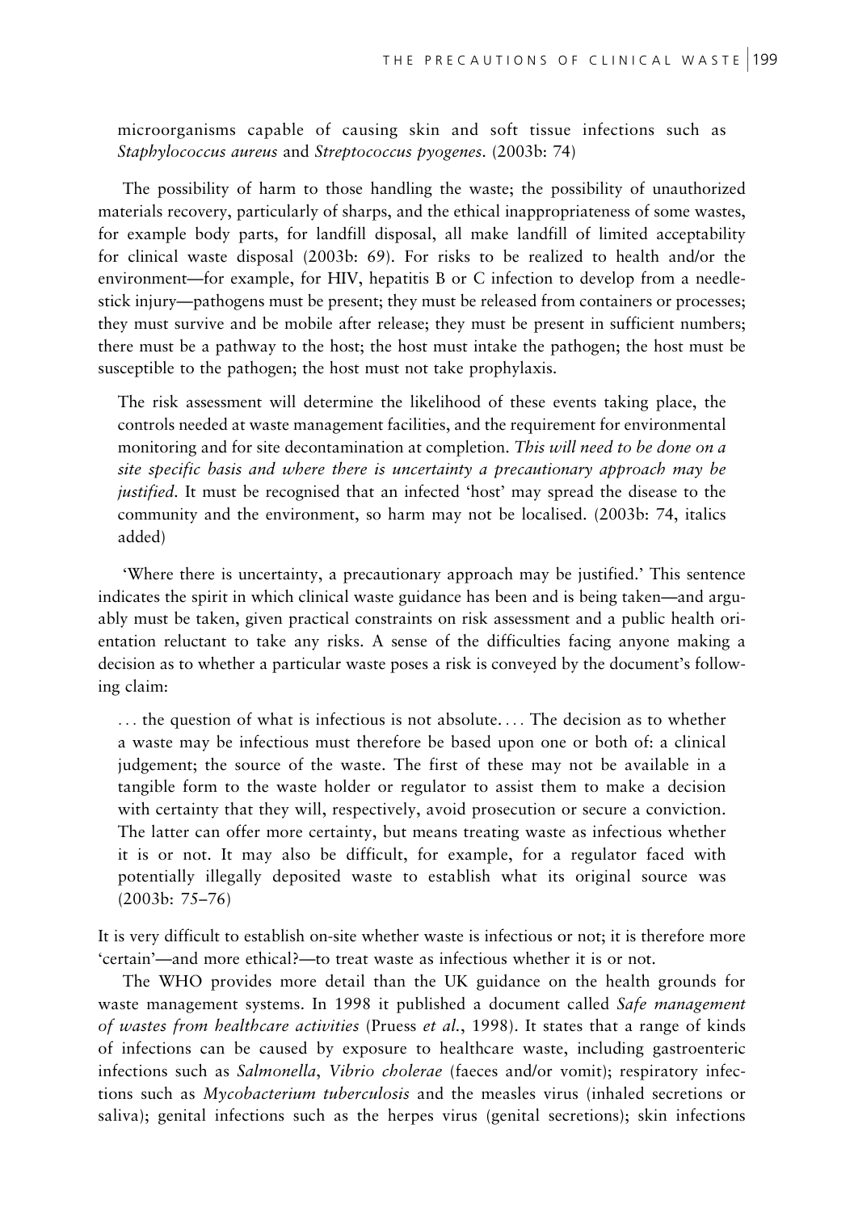microorganisms capable of causing skin and soft tissue infections such as *Staphylococcus aureus* and *Streptococcus pyogenes*. (2003b: 74)

The possibility of harm to those handling the waste; the possibility of unauthorized materials recovery, particularly of sharps, and the ethical inappropriateness of some wastes, for example body parts, for landfill disposal, all make landfill of limited acceptability for clinical waste disposal (2003b: 69). For risks to be realized to health and/or the environment—for example, for HIV, hepatitis B or C infection to develop from a needlestick injury—pathogens must be present; they must be released from containers or processes; they must survive and be mobile after release; they must be present in sufficient numbers; there must be a pathway to the host; the host must intake the pathogen; the host must be susceptible to the pathogen; the host must not take prophylaxis.

> The risk assessment will determine the likelihood of these events taking place, the controls needed at waste management facilities, and the requirement for environmental monitoring and for site decontamination at completion. *This will need to be done on a site specific basis and where there is uncertainty a precautionary approach may be justified*. It must be recognised that an infected 'host' may spread the disease to the community and the environment, so harm may not be localised. (2003b: 74, italics added)

'Where there is uncertainty, a precautionary approach may be justified.' This sentence indicates the spirit in which clinical waste guidance has been and is being taken—and arguably must be taken, given practical constraints on risk assessment and a public health orientation reluctant to take any risks. A sense of the difficulties facing anyone making a decision as to whether a particular waste poses a risk is conveyed by the document's following claim:

> . . . the question of what is infectious is not absolute. . . . The decision as to whether a waste may be infectious must therefore be based upon one or both of: a clinical judgement; the source of the waste. The first of these may not be available in a tangible form to the waste holder or regulator to assist them to make a decision with certainty that they will, respectively, avoid prosecution or secure a conviction. The latter can offer more certainty, but means treating waste as infectious whether it is or not. It may also be difficult, for example, for a regulator faced with potentially illegally deposited waste to establish what its original source was (2003b: 75–76)

It is very difficult to establish on-site whether waste is infectious or not; it is therefore more 'certain'—and more ethical?—to treat waste as infectious whether it is or not.

The WHO provides more detail than the UK guidance on the health grounds for waste management systems. In 1998 it published a document called *Safe management of wastes from healthcare activities* (Pruess *et al.*, 1998). It states that a range of kinds of infections can be caused by exposure to healthcare waste, including gastroenteric infections such as *Salmonella*, *Vibrio cholerae* (faeces and/or vomit); respiratory infections such as *Mycobacterium tuberculosis* and the measles virus (inhaled secretions or saliva); genital infections such as the herpes virus (genital secretions); skin infections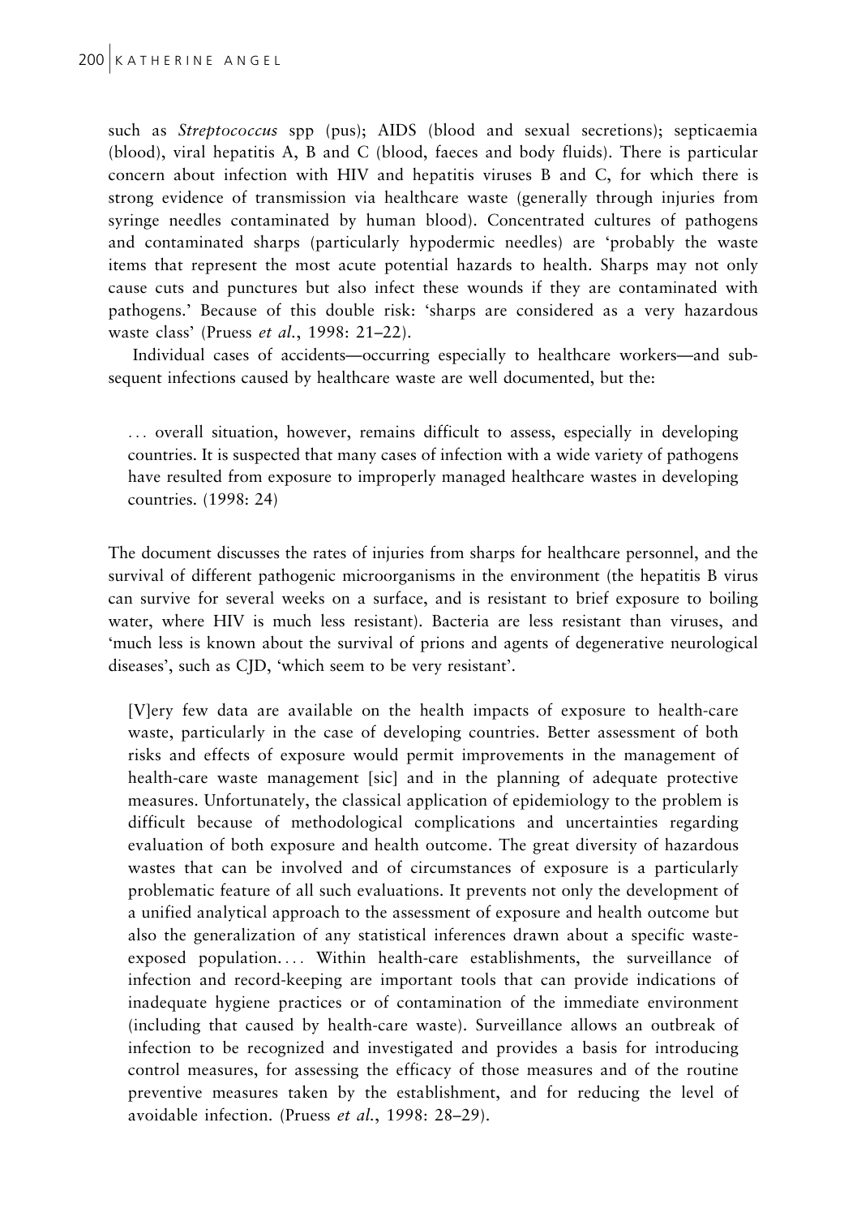such as *Streptococcus* spp (pus); AIDS (blood and sexual secretions); septicaemia (blood), viral hepatitis A, B and C (blood, faeces and body fluids). There is particular concern about infection with HIV and hepatitis viruses B and C, for which there is strong evidence of transmission via healthcare waste (generally through injuries from syringe needles contaminated by human blood). Concentrated cultures of pathogens and contaminated sharps (particularly hypodermic needles) are 'probably the waste items that represent the most acute potential hazards to health. Sharps may not only cause cuts and punctures but also infect these wounds if they are contaminated with pathogens.' Because of this double risk: 'sharps are considered as a very hazardous waste class' (Pruess *et al.*, 1998: 21–22).

Individual cases of accidents—occurring especially to healthcare workers—and subsequent infections caused by healthcare waste are well documented, but the:

> … overall situation, however, remains difficult to assess, especially in developing countries. It is suspected that many cases of infection with a wide variety of pathogens have resulted from exposure to improperly managed healthcare wastes in developing countries. (1998: 24)

The document discusses the rates of injuries from sharps for healthcare personnel, and the survival of different pathogenic microorganisms in the environment (the hepatitis B virus can survive for several weeks on a surface, and is resistant to brief exposure to boiling water, where HIV is much less resistant). Bacteria are less resistant than viruses, and 'much less is known about the survival of prions and agents of degenerative neurological diseases', such as CJD, 'which seem to be very resistant'.

> [V]ery few data are available on the health impacts of exposure to health-care waste, particularly in the case of developing countries. Better assessment of both risks and effects of exposure would permit improvements in the management of health-care waste management [sic] and in the planning of adequate protective measures. Unfortunately, the classical application of epidemiology to the problem is difficult because of methodological complications and uncertainties regarding evaluation of both exposure and health outcome. The great diversity of hazardous wastes that can be involved and of circumstances of exposure is a particularly problematic feature of all such evaluations. It prevents not only the development of a unified analytical approach to the assessment of exposure and health outcome but also the generalization of any statistical inferences drawn about a specific waste-exposed population.… Within health-care establishments, the surveillance of infection and record-keeping are important tools that can provide indications of inadequate hygiene practices or of contamination of the immediate environment (including that caused by health-care waste). Surveillance allows an outbreak of infection to be recognized and investigated and provides a basis for introducing control measures, for assessing the efficacy of those measures and of the routine preventive measures taken by the establishment, and for reducing the level of avoidable infection. (Pruess *et al.*, 1998: 28–29).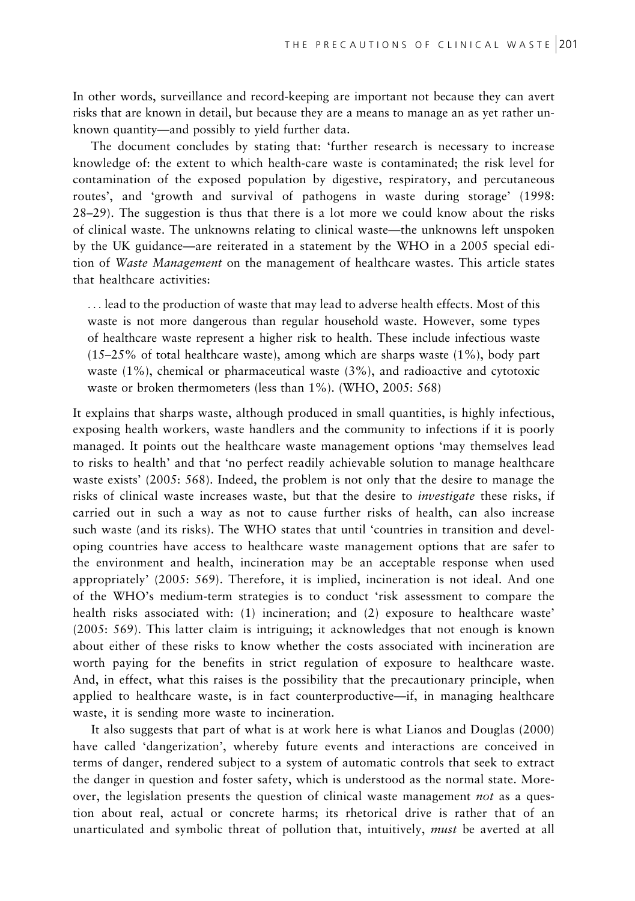In other words, surveillance and record-keeping are important not because they can avert risks that are known in detail, but because they are a means to manage an as yet rather unknown quantity—and possibly to yield further data.

The document concludes by stating that: 'further research is necessary to increase knowledge of: the extent to which health-care waste is contaminated; the risk level for contamination of the exposed population by digestive, respiratory, and percutaneous routes', and 'growth and survival of pathogens in waste during storage' (1998: 28–29). The suggestion is thus that there is a lot more we could know about the risks of clinical waste. The unknowns relating to clinical waste—the unknowns left unspoken by the UK guidance—are reiterated in a statement by the WHO in a 2005 special edition of *Waste Management* on the management of healthcare wastes. This article states that healthcare activities:

> . . . lead to the production of waste that may lead to adverse health effects. Most of this waste is not more dangerous than regular household waste. However, some types of healthcare waste represent a higher risk to health. These include infectious waste (15–25% of total healthcare waste), among which are sharps waste (1%), body part waste (1%), chemical or pharmaceutical waste (3%), and radioactive and cytotoxic waste or broken thermometers (less than 1%). (WHO, 2005: 568)

It explains that sharps waste, although produced in small quantities, is highly infectious, exposing health workers, waste handlers and the community to infections if it is poorly managed. It points out the healthcare waste management options 'may themselves lead to risks to health' and that 'no perfect readily achievable solution to manage healthcare waste exists' (2005: 568). Indeed, the problem is not only that the desire to manage the risks of clinical waste increases waste, but that the desire to *investigate* these risks, if carried out in such a way as not to cause further risks of health, can also increase such waste (and its risks). The WHO states that until 'countries in transition and developing countries have access to healthcare waste management options that are safer to the environment and health, incineration may be an acceptable response when used appropriately' (2005: 569). Therefore, it is implied, incineration is not ideal. And one of the WHO's medium-term strategies is to conduct 'risk assessment to compare the health risks associated with: (1) incineration; and (2) exposure to healthcare waste' (2005: 569). This latter claim is intriguing; it acknowledges that not enough is known about either of these risks to know whether the costs associated with incineration are worth paying for the benefits in strict regulation of exposure to healthcare waste. And, in effect, what this raises is the possibility that the precautionary principle, when applied to healthcare waste, is in fact counterproductive—if, in managing healthcare waste, it is sending more waste to incineration.

It also suggests that part of what is at work here is what Lianos and Douglas (2000) have called 'dangerization', whereby future events and interactions are conceived in terms of danger, rendered subject to a system of automatic controls that seek to extract the danger in question and foster safety, which is understood as the normal state. Moreover, the legislation presents the question of clinical waste management *not* as a question about real, actual or concrete harms; its rhetorical drive is rather that of an unarticulated and symbolic threat of pollution that, intuitively, *must* be averted at all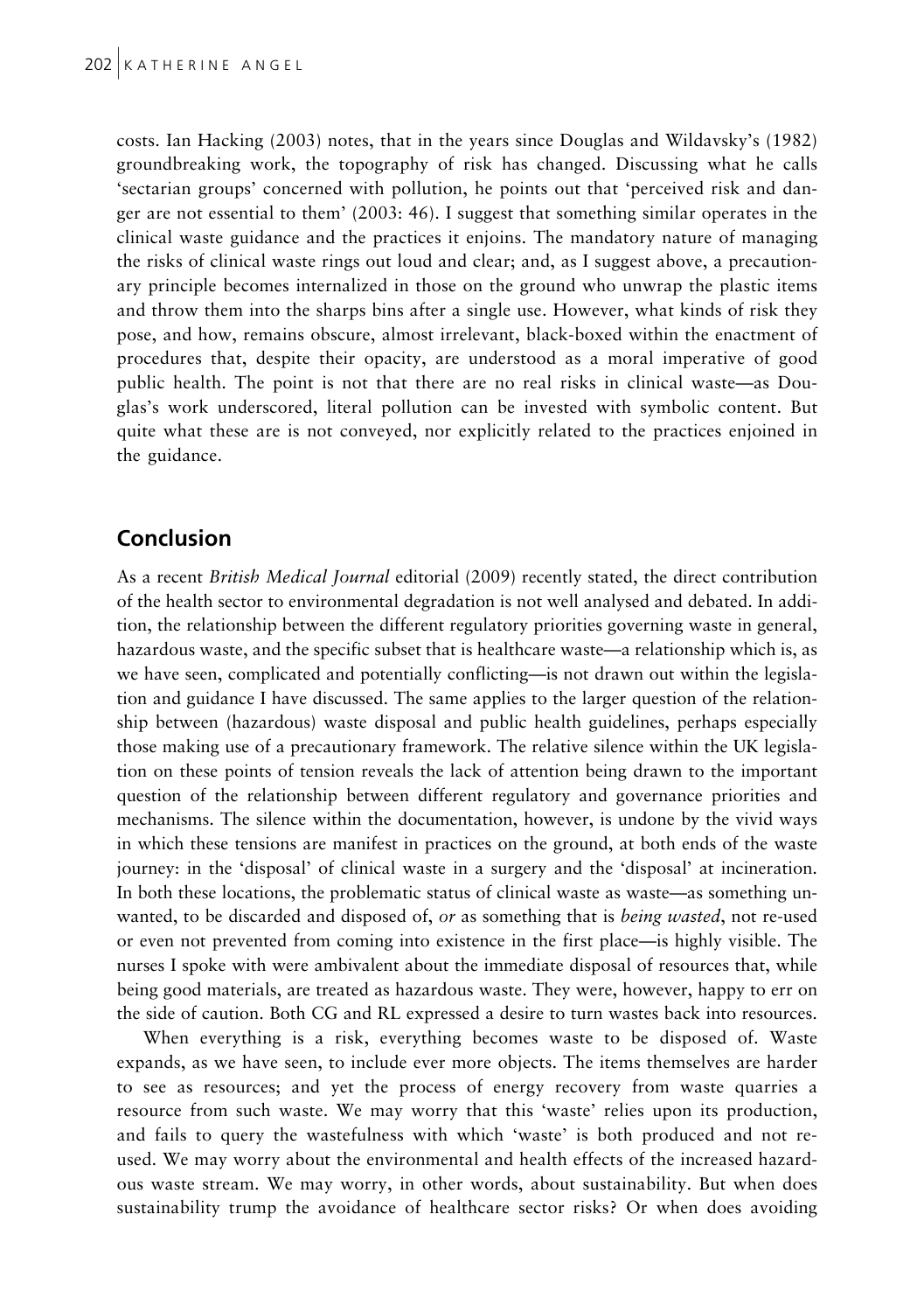costs. Ian Hacking (2003) notes, that in the years since Douglas and Wildavsky's (1982) groundbreaking work, the topography of risk has changed. Discussing what he calls 'sectarian groups' concerned with pollution, he points out that 'perceived risk and danger are not essential to them' (2003: 46). I suggest that something similar operates in the clinical waste guidance and the practices it enjoins. The mandatory nature of managing the risks of clinical waste rings out loud and clear; and, as I suggest above, a precautionary principle becomes internalized in those on the ground who unwrap the plastic items and throw them into the sharps bins after a single use. However, what kinds of risk they pose, and how, remains obscure, almost irrelevant, black-boxed within the enactment of procedures that, despite their opacity, are understood as a moral imperative of good public health. The point is not that there are no real risks in clinical waste—as Douglas's work underscored, literal pollution can be invested with symbolic content. But quite what these are is not conveyed, nor explicitly related to the practices enjoined in the guidance.

## Conclusion

As a recent *British Medical Journal* editorial (2009) recently stated, the direct contribution of the health sector to environmental degradation is not well analysed and debated. In addition, the relationship between the different regulatory priorities governing waste in general, hazardous waste, and the specific subset that is healthcare waste—a relationship which is, as we have seen, complicated and potentially conflicting—is not drawn out within the legislation and guidance I have discussed. The same applies to the larger question of the relationship between (hazardous) waste disposal and public health guidelines, perhaps especially those making use of a precautionary framework. The relative silence within the UK legislation on these points of tension reveals the lack of attention being drawn to the important question of the relationship between different regulatory and governance priorities and mechanisms. The silence within the documentation, however, is undone by the vivid ways in which these tensions are manifest in practices on the ground, at both ends of the waste journey: in the 'disposal' of clinical waste in a surgery and the 'disposal' at incineration. In both these locations, the problematic status of clinical waste as waste—as something unwanted, to be discarded and disposed of, *or* as something that is *being wasted*, not re-used or even not prevented from coming into existence in the first place—is highly visible. The nurses I spoke with were ambivalent about the immediate disposal of resources that, while being good materials, are treated as hazardous waste. They were, however, happy to err on the side of caution. Both CG and RL expressed a desire to turn wastes back into resources.

When everything is a risk, everything becomes waste to be disposed of. Waste expands, as we have seen, to include ever more objects. The items themselves are harder to see as resources; and yet the process of energy recovery from waste quarries a resource from such waste. We may worry that this 'waste' relies upon its production, and fails to query the wastefulness with which 'waste' is both produced and not re-used. We may worry about the environmental and health effects of the increased hazardous waste stream. We may worry, in other words, about sustainability. But when does sustainability trump the avoidance of healthcare sector risks? Or when does avoiding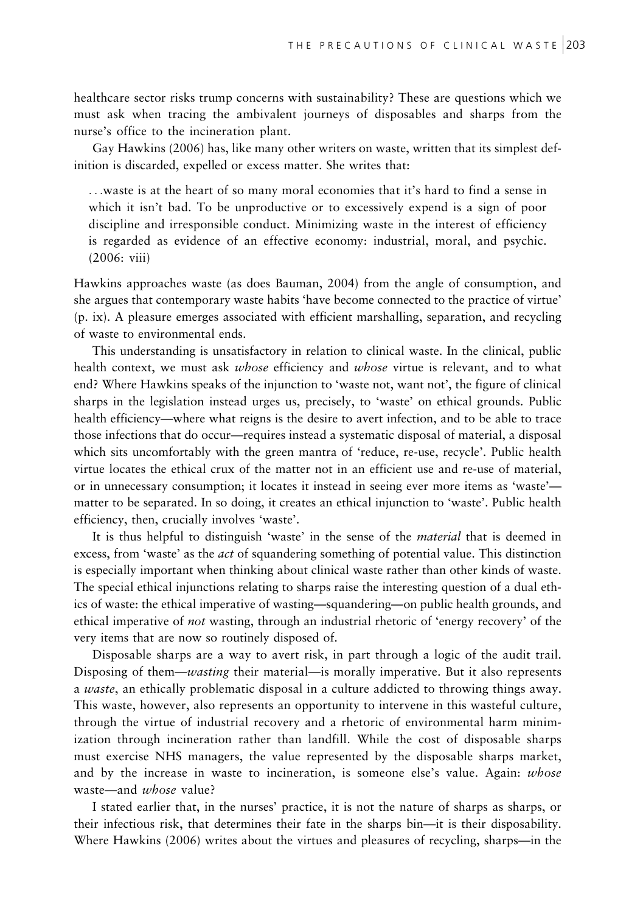healthcare sector risks trump concerns with sustainability? These are questions which we must ask when tracing the ambivalent journeys of disposables and sharps from the nurse's office to the incineration plant.

Gay Hawkins (2006) has, like many other writers on waste, written that its simplest definition is discarded, expelled or excess matter. She writes that:

> . . .waste is at the heart of so many moral economies that it's hard to find a sense in which it isn't bad. To be unproductive or to excessively expend is a sign of poor discipline and irresponsible conduct. Minimizing waste in the interest of efficiency is regarded as evidence of an effective economy: industrial, moral, and psychic. (2006: viii)

Hawkins approaches waste (as does Bauman, 2004) from the angle of consumption, and she argues that contemporary waste habits 'have become connected to the practice of virtue' (p. ix). A pleasure emerges associated with efficient marshalling, separation, and recycling of waste to environmental ends.

This understanding is unsatisfactory in relation to clinical waste. In the clinical, public health context, we must ask *whose* efficiency and *whose* virtue is relevant, and to what end? Where Hawkins speaks of the injunction to 'waste not, want not', the figure of clinical sharps in the legislation instead urges us, precisely, to 'waste' on ethical grounds. Public health efficiency—where what reigns is the desire to avert infection, and to be able to trace those infections that do occur—requires instead a systematic disposal of material, a disposal which sits uncomfortably with the green mantra of 'reduce, re-use, recycle'. Public health virtue locates the ethical crux of the matter not in an efficient use and re-use of material, or in unnecessary consumption; it locates it instead in seeing ever more items as 'waste'—matter to be separated. In so doing, it creates an ethical injunction to 'waste'. Public health efficiency, then, crucially involves 'waste'.

It is thus helpful to distinguish 'waste' in the sense of the *material* that is deemed in excess, from 'waste' as the *act* of squandering something of potential value. This distinction is especially important when thinking about clinical waste rather than other kinds of waste. The special ethical injunctions relating to sharps raise the interesting question of a dual ethics of waste: the ethical imperative of wasting—squandering—on public health grounds, and ethical imperative of *not* wasting, through an industrial rhetoric of 'energy recovery' of the very items that are now so routinely disposed of.

Disposable sharps are a way to avert risk, in part through a logic of the audit trail. Disposing of them—*wasting* their material—is morally imperative. But it also represents a *waste*, an ethically problematic disposal in a culture addicted to throwing things away. This waste, however, also represents an opportunity to intervene in this wasteful culture, through the virtue of industrial recovery and a rhetoric of environmental harm minimization through incineration rather than landfill. While the cost of disposable sharps must exercise NHS managers, the value represented by the disposable sharps market, and by the increase in waste to incineration, is someone else's value. Again: *whose* waste—and *whose* value?

I stated earlier that, in the nurses' practice, it is not the nature of sharps as sharps, or their infectious risk, that determines their fate in the sharps bin—it is their disposability. Where Hawkins (2006) writes about the virtues and pleasures of recycling, sharps—in the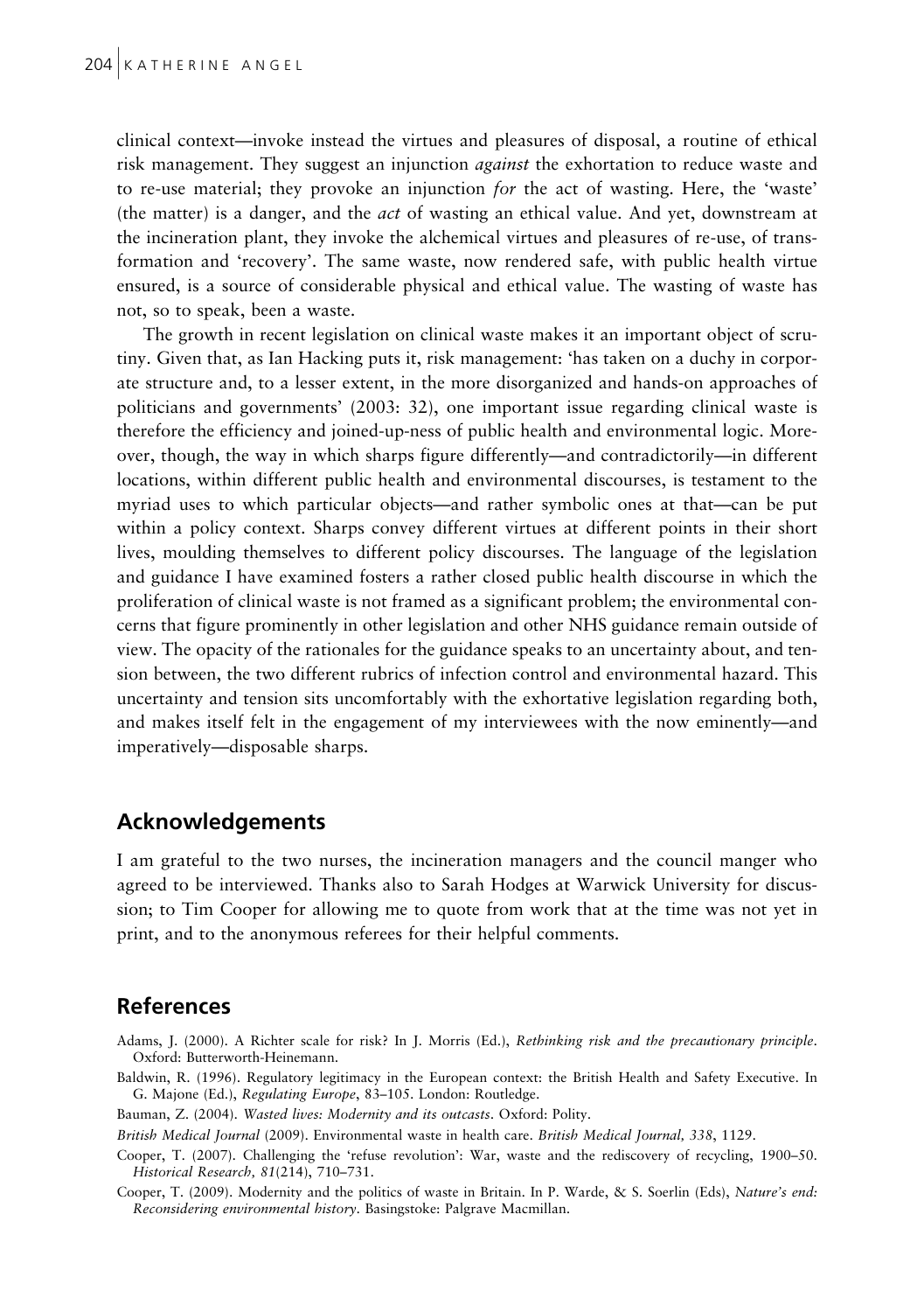clinical context—invoke instead the virtues and pleasures of disposal, a routine of ethical risk management. They suggest an injunction *against* the exhortation to reduce waste and to re-use material; they provoke an injunction *for* the act of wasting. Here, the 'waste' (the matter) is a danger, and the *act* of wasting an ethical value. And yet, downstream at the incineration plant, they invoke the alchemical virtues and pleasures of re-use, of transformation and 'recovery'. The same waste, now rendered safe, with public health virtue ensured, is a source of considerable physical and ethical value. The wasting of waste has not, so to speak, been a waste.

The growth in recent legislation on clinical waste makes it an important object of scrutiny. Given that, as Ian Hacking puts it, risk management: 'has taken on a duchy in corporate structure and, to a lesser extent, in the more disorganized and hands-on approaches of politicians and governments' (2003: 32), one important issue regarding clinical waste is therefore the efficiency and joined-up-ness of public health and environmental logic. Moreover, though, the way in which sharps figure differently—and contradictorily—in different locations, within different public health and environmental discourses, is testament to the myriad uses to which particular objects—and rather symbolic ones at that—can be put within a policy context. Sharps convey different virtues at different points in their short lives, moulding themselves to different policy discourses. The language of the legislation and guidance I have examined fosters a rather closed public health discourse in which the proliferation of clinical waste is not framed as a significant problem; the environmental concerns that figure prominently in other legislation and other NHS guidance remain outside of view. The opacity of the rationales for the guidance speaks to an uncertainty about, and tension between, the two different rubrics of infection control and environmental hazard. This uncertainty and tension sits uncomfortably with the exhortative legislation regarding both, and makes itself felt in the engagement of my interviewees with the now eminently—and imperatively—disposable sharps.

## Acknowledgements

I am grateful to the two nurses, the incineration managers and the council manger who agreed to be interviewed. Thanks also to Sarah Hodges at Warwick University for discussion; to Tim Cooper for allowing me to quote from work that at the time was not yet in print, and to the anonymous referees for their helpful comments.

## References

Adams, J. (2000). A Richter scale for risk? In J. Morris (Ed.), *Rethinking risk and the precautionary principle*. Oxford: Butterworth-Heinemann.

Baldwin, R. (1996). Regulatory legitimacy in the European context: the British Health and Safety Executive. In G. Majone (Ed.), *Regulating Europe*, 83–105. London: Routledge.

Bauman, Z. (2004). *Wasted lives: Modernity and its outcasts*. Oxford: Polity.

*British Medical Journal* (2009). Environmental waste in health care. *British Medical Journal, 338*, 1129.

Cooper, T. (2007). Challenging the 'refuse revolution': War, waste and the rediscovery of recycling, 1900–50. *Historical Research, 81*(214), 710–731.

Cooper, T. (2009). Modernity and the politics of waste in Britain. In P. Warde, & S. Soerlin (Eds), *Nature's end: Reconsidering environmental history*. Basingstoke: Palgrave Macmillan.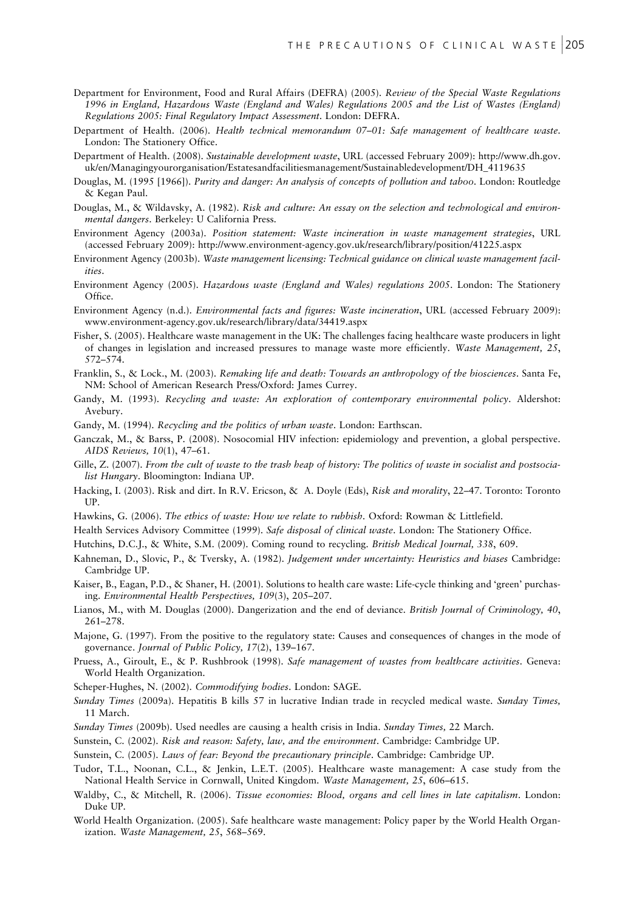Department for Environment, Food and Rural Affairs (DEFRA) (2005). *Review of the Special Waste Regulations 1996 in England, Hazardous Waste (England and Wales) Regulations 2005 and the List of Wastes (England) Regulations 2005: Final Regulatory Impact Assessment*. London: DEFRA.

Department of Health. (2006). *Health technical memorandum 07–01: Safe management of healthcare waste*. London: The Stationery Office.

Department of Health. (2008). *Sustainable development waste*, URL (accessed February 2009): http://www.dh.gov.uk/en/Managingyourorganisation/Estatesandfacilitiesmanagement/Sustainabledevelopment/DH_4119635

Douglas, M. (1995 [1966]). *Purity and danger: An analysis of concepts of pollution and taboo*. London: Routledge & Kegan Paul.

Douglas, M., & Wildavsky, A. (1982). *Risk and culture: An essay on the selection and technological and environmental dangers*. Berkeley: U California Press.

Environment Agency (2003a). *Position statement: Waste incineration in waste management strategies*, URL (accessed February 2009): http://www.environment-agency.gov.uk/research/library/position/41225.aspx

Environment Agency (2003b). *Waste management licensing: Technical guidance on clinical waste management facilities*.

Environment Agency (2005). *Hazardous waste (England and Wales) regulations 2005*. London: The Stationery Office.

Environment Agency (n.d.). *Environmental facts and figures: Waste incineration*, URL (accessed February 2009): www.environment-agency.gov.uk/research/library/data/34419.aspx

Fisher, S. (2005). Healthcare waste management in the UK: The challenges facing healthcare waste producers in light of changes in legislation and increased pressures to manage waste more efficiently. *Waste Management, 25*, 572–574.

Franklin, S., & Lock., M. (2003). *Remaking life and death: Towards an anthropology of the biosciences*. Santa Fe, NM: School of American Research Press/Oxford: James Currey.

Gandy, M. (1993). *Recycling and waste: An exploration of contemporary environmental policy*. Aldershot: Avebury.

Gandy, M. (1994). *Recycling and the politics of urban waste*. London: Earthscan.

Ganczak, M., & Barss, P. (2008). Nosocomial HIV infection: epidemiology and prevention, a global perspective. *AIDS Reviews, 10*(1), 47–61.

Gille, Z. (2007). *From the cult of waste to the trash heap of history: The politics of waste in socialist and postsocialist Hungary*. Bloomington: Indiana UP.

Hacking, I. (2003). Risk and dirt. In R.V. Ericson, & A. Doyle (Eds), *Risk and morality*, 22–47. Toronto: Toronto UP.

Hawkins, G. (2006). *The ethics of waste: How we relate to rubbish*. Oxford: Rowman & Littlefield.

Health Services Advisory Committee (1999). *Safe disposal of clinical waste*. London: The Stationery Office.

Hutchins, D.C.J., & White, S.M. (2009). Coming round to recycling. *British Medical Journal, 338*, 609.

Kahneman, D., Slovic, P., & Tversky, A. (1982). *Judgement under uncertainty: Heuristics and biases* Cambridge: Cambridge UP.

Kaiser, B., Eagan, P.D., & Shaner, H. (2001). Solutions to health care waste: Life-cycle thinking and 'green' purchasing. *Environmental Health Perspectives, 109*(3), 205–207.

Lianos, M., with M. Douglas (2000). Dangerization and the end of deviance. *British Journal of Criminology, 40*, 261–278.

Majone, G. (1997). From the positive to the regulatory state: Causes and consequences of changes in the mode of governance. *Journal of Public Policy, 17*(2), 139–167.

Pruess, A., Giroult, E., & P. Rushbrook (1998). *Safe management of wastes from healthcare activities*. Geneva: World Health Organization.

Scheper-Hughes, N. (2002). *Commodifying bodies*. London: SAGE.

*Sunday Times* (2009a). Hepatitis B kills 57 in lucrative Indian trade in recycled medical waste. *Sunday Times*, 11 March.

*Sunday Times* (2009b). Used needles are causing a health crisis in India. *Sunday Times*, 22 March.

Sunstein, C. (2002). *Risk and reason: Safety, law, and the environment*. Cambridge: Cambridge UP.

Sunstein, C. (2005). *Laws of fear: Beyond the precautionary principle*. Cambridge: Cambridge UP.

Tudor, T.L., Noonan, C.L., & Jenkin, L.E.T. (2005). Healthcare waste management: A case study from the National Health Service in Cornwall, United Kingdom. *Waste Management, 25*, 606–615.

Waldby, C., & Mitchell, R. (2006). *Tissue economies: Blood, organs and cell lines in late capitalism*. London: Duke UP.

World Health Organization. (2005). Safe healthcare waste management: Policy paper by the World Health Organization. *Waste Management, 25*, 568–569.